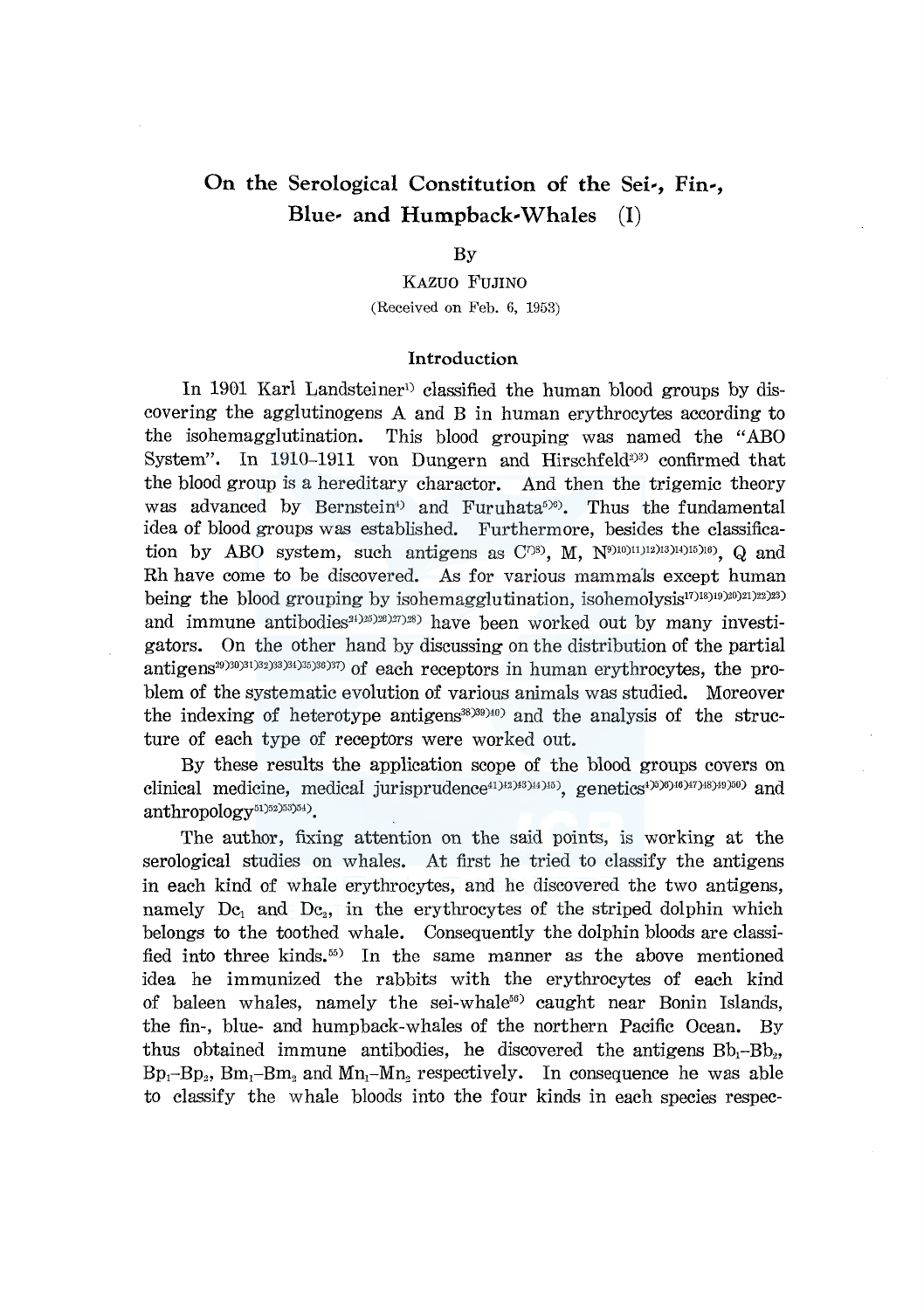# On the Serological Constitution of the Sei-, Fin-, Blue- and Humpback-Whales (I)

By

KAZUO FUJINO

(Received on Feb. 6, 1953)

## Introduction

In 1901 Karl Landsteiner[1] classified the human blood groups by discovering the agglutinogens A and B in human erythrocytes according to the isohemagglutination. This blood grouping was named the "ABO System". In 1910–1911 von Dungern and Hirschfeld[2)3)] confirmed that the blood group is a hereditary charactor. And then the trigemic theory was advanced by Bernstein[4] and Furuhata[5)6)]. Thus the fundamental idea of blood groups was established. Furthermore, besides the classification by ABO system, such antigens as C[7)8)], M, N[9)10)11)12)13)14)15)16)], Q and Rh have come to be discovered. As for various mammals except human being the blood grouping by isohemagglutination, isohemolysis[17)18)19)20)21)22)23)] and immune antibodies[24)25)26)27)28)] have been worked out by many investigators. On the other hand by discussing on the distribution of the partial antigens[29)30)31)32)33)34)35)36)37)] of each receptors in human erythrocytes, the problem of the systematic evolution of various animals was studied. Moreover the indexing of heterotype antigens[38)39)40)] and the analysis of the structure of each type of receptors were worked out.

By these results the application scope of the blood groups covers on clinical medicine, medical jurisprudence[41)42)43)44)45)], genetics[4)5)6)46)47)48)49)50)] and anthropology[51)52)53)54)].

The author, fixing attention on the said points, is working at the serological studies on whales. At first he tried to classify the antigens in each kind of whale erythrocytes, and he discovered the two antigens, namely $Dc_1$ and $Dc_2$, in the erythrocytes of the striped dolphin which belongs to the toothed whale. Consequently the dolphin bloods are classified into three kinds.[55)] In the same manner as the above mentioned idea he immunized the rabbits with the erythrocytes of each kind of baleen whales, namely the sei-whale[56)] caught near Bonin Islands, the fin-, blue- and humpback-whales of the northern Pacific Ocean. By thus obtained immune antibodies, he discovered the antigens $Bb_1$–$Bb_2$, $Bp_1$–$Bp_2$, $Bm_1$–$Bm_2$ and $Mn_1$–$Mn_2$ respectively. In consequence he was able to classify the whale bloods into the four kinds in each species respec-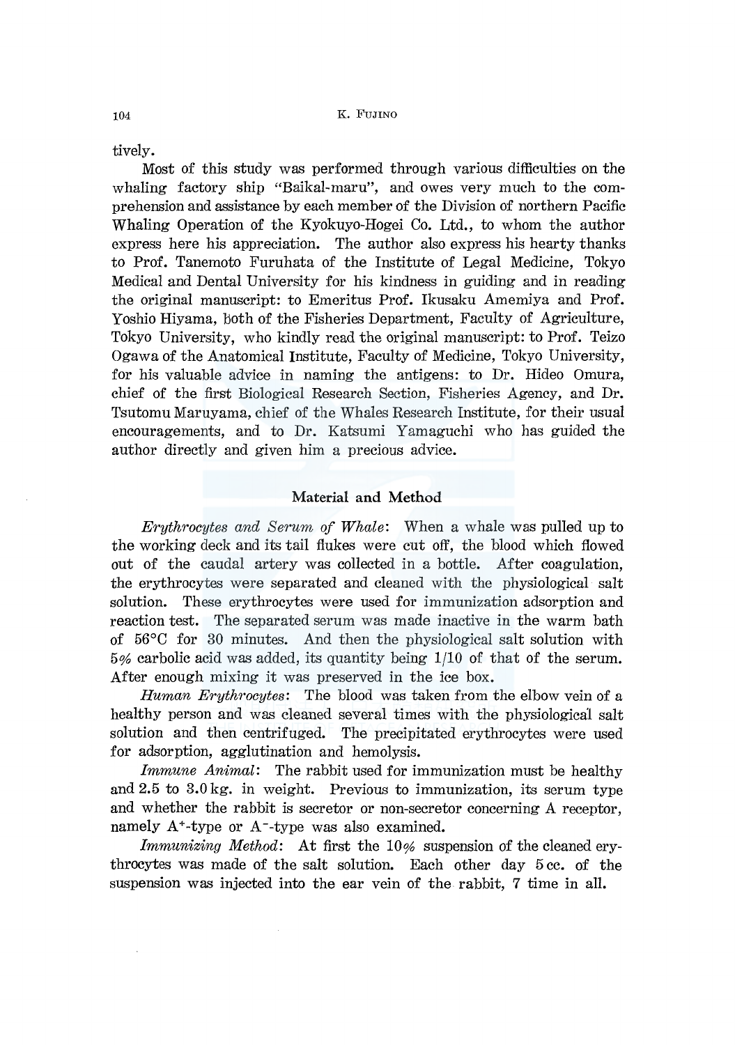tively.

Most of this study was performed through various difficulties on the whaling factory ship "Baikal-maru", and owes very much to the comprehension and assistance by each member of the Division of northern Pacific Whaling Operation of the Kyokuyo-Hogei Co. Ltd., to whom the author express here his appreciation. The author also express his hearty thanks to Prof. Tanemoto Furuhata of the Institute of Legal Medicine, Tokyo Medical and Dental University for his kindness in guiding and in reading the original manuscript: to Emeritus Prof. Ikusaku Amemiya and Prof. Yoshio Hiyama, both of the Fisheries Department, Faculty of Agriculture, Tokyo University, who kindly read the original manuscript: to Prof. Teizo Ogawa of the Anatomical Institute, Faculty of Medicine, Tokyo University, for his valuable advice in naming the antigens: to Dr. Hideo Omura, chief of the first Biological Research Section, Fisheries Agency, and Dr. Tsutomu Maruyama, chief of the Whales Research Institute, for their usual encouragements, and to Dr. Katsumi Yamaguchi who has guided the author directly and given him a precious advice.

## Material and Method

*Erythrocytes and Serum of Whale*: When a whale was pulled up to the working deck and its tail flukes were cut off, the blood which flowed out of the caudal artery was collected in a bottle. After coagulation, the erythrocytes were separated and cleaned with the physiological salt solution. These erythrocytes were used for immunization adsorption and reaction test. The separated serum was made inactive in the warm bath of 56°C for 30 minutes. And then the physiological salt solution with 5% carbolic acid was added, its quantity being 1/10 of that of the serum. After enough mixing it was preserved in the ice box.

*Human Erythrocytes*: The blood was taken from the elbow vein of a healthy person and was cleaned several times with the physiological salt solution and then centrifuged. The precipitated erythrocytes were used for adsorption, agglutination and hemolysis.

*Immune Animal*: The rabbit used for immunization must be healthy and 2.5 to 3.0 kg. in weight. Previous to immunization, its serum type and whether the rabbit is secretor or non-secretor concerning A receptor, namely $A^{+}$-type or $A^{-}$-type was also examined.

*Immunizing Method*: At first the 10% suspension of the cleaned erythrocytes was made of the salt solution. Each other day 5 cc. of the suspension was injected into the ear vein of the rabbit, 7 time in all.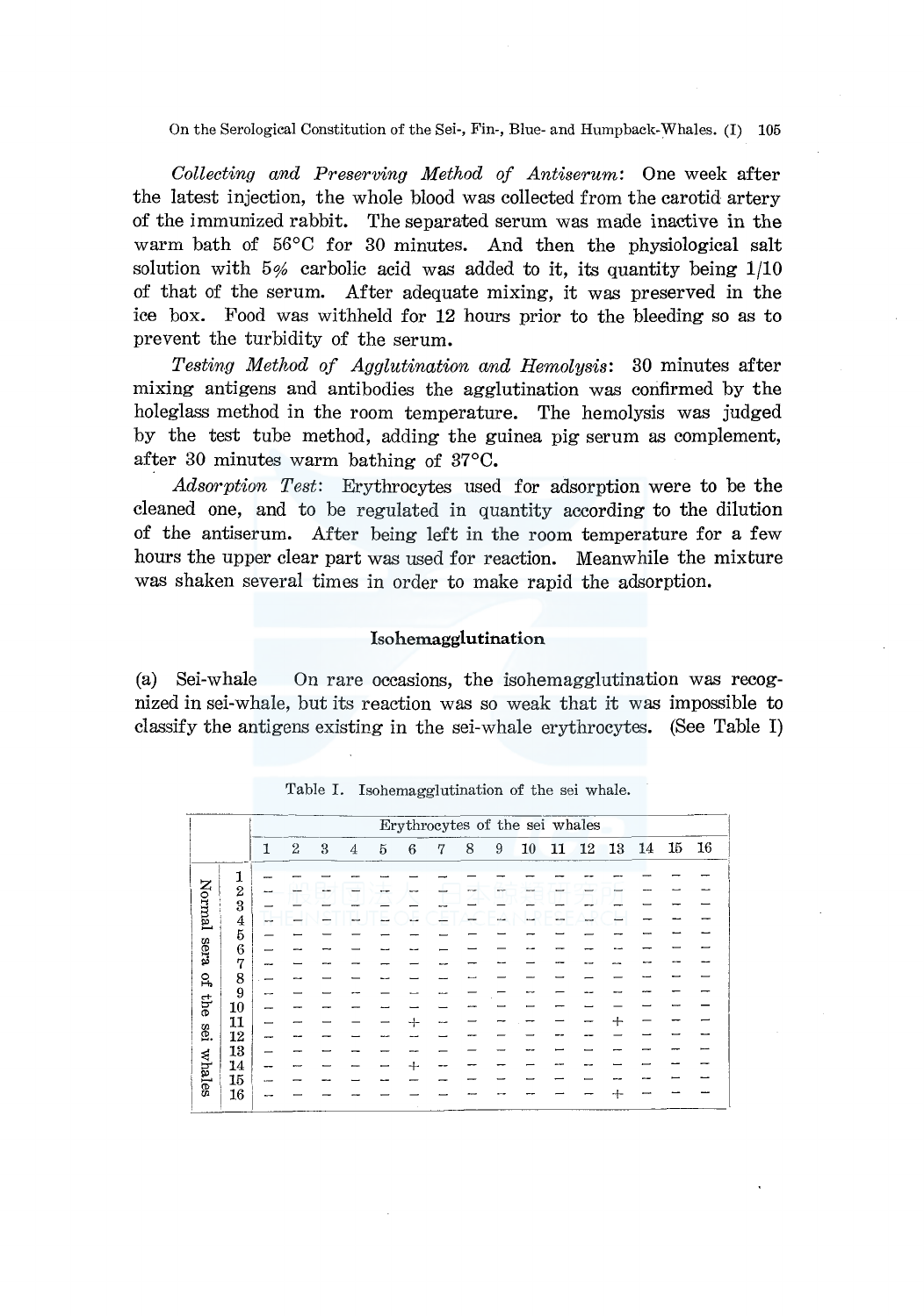*Collecting and Preserving Method of Antiserum*: One week after the latest injection, the whole blood was collected from the carotid artery of the immunized rabbit. The separated serum was made inactive in the warm bath of 56°C for 30 minutes. And then the physiological salt solution with 5% carbolic acid was added to it, its quantity being 1/10 of that of the serum. After adequate mixing, it was preserved in the ice box. Food was withheld for 12 hours prior to the bleeding so as to prevent the turbidity of the serum.

*Testing Method of Agglutination and Hemolysis*: 30 minutes after mixing antigens and antibodies the agglutination was confirmed by the holeglass method in the room temperature. The hemolysis was judged by the test tube method, adding the guinea pig serum as complement, after 30 minutes warm bathing of 37°C.

*Adsorption Test*: Erythrocytes used for adsorption were to be the cleaned one, and to be regulated in quantity according to the dilution of the antiserum. After being left in the room temperature for a few hours the upper clear part was used for reaction. Meanwhile the mixture was shaken several times in order to make rapid the adsorption.

## Isohemagglutination

(a) Sei-whale On rare occasions, the isohemagglutination was recognized in sei-whale, but its reaction was so weak that it was impossible to classify the antigens existing in the sei-whale erythrocytes. (See Table I)

Table I. Isohemagglutination of the sei whale.

| | | Erythrocytes of the sei whales | | | | | | | | | | | | | | | |
|---|---|---|---|---|---|---|---|---|---|---|---|---|---|---|---|---|---|
| | | 1 | 2 | 3 | 4 | 5 | 6 | 7 | 8 | 9 | 10 | 11 | 12 | 13 | 14 | 15 | 16 |
| Normal sera of the sei whales | 1 | – | – | – | – | – | – | – | – | – | – | – | – | – | – | – | – |
| | 2 | – | – | – | – | – | – | – | – | – | – | – | – | – | – | – | – |
| | 3 | – | – | – | – | – | – | – | – | – | – | – | – | – | – | – | – |
| | 4 | – | – | – | – | – | – | – | – | – | – | – | – | – | – | – | – |
| | 5 | – | – | – | – | – | – | – | – | – | – | – | – | – | – | – | – |
| | 6 | – | – | – | – | – | – | – | – | – | – | – | – | – | – | – | – |
| | 7 | – | – | – | – | – | – | – | – | – | – | – | – | – | – | – | – |
| | 8 | – | – | – | – | – | – | – | – | – | – | – | – | – | – | – | – |
| | 9 | – | – | – | – | – | – | – | – | – | – | – | – | – | – | – | – |
| | 10 | – | – | – | – | – | – | – | – | – | – | – | – | – | – | – | – |
| | 11 | – | – | – | – | – | + | – | – | – | – | – | – | + | – | – | – |
| | 12 | – | – | – | – | – | – | – | – | – | – | – | – | – | – | – | – |
| | 13 | – | – | – | – | – | – | – | – | – | – | – | – | – | – | – | – |
| | 14 | – | – | – | – | – | + | – | – | – | – | – | – | – | – | – | – |
| | 15 | – | – | – | – | – | – | – | – | – | – | – | – | – | – | – | – |
| | 16 | – | – | – | – | – | – | – | – | – | – | – | – | + | – | – | – |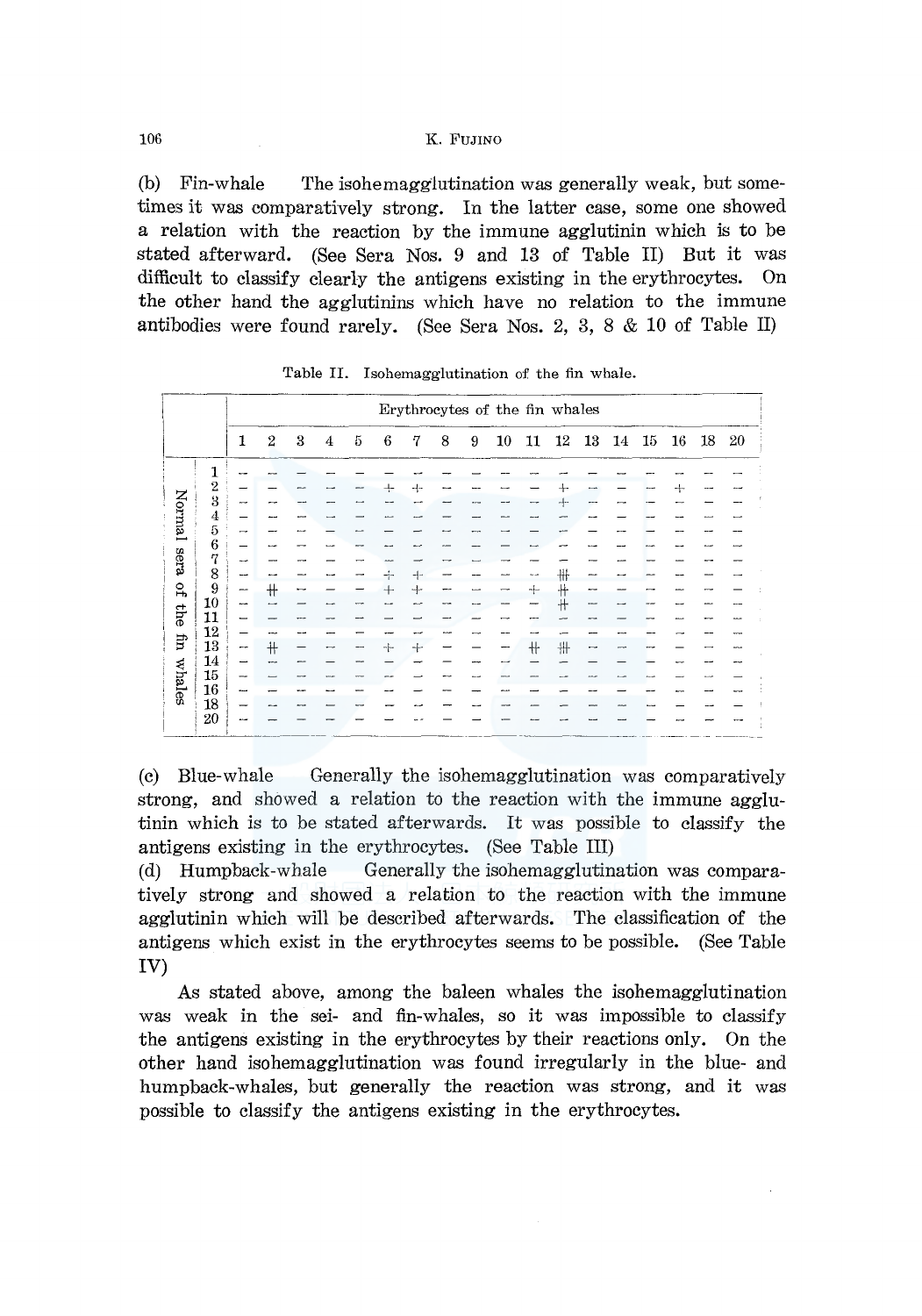(b) Fin-whale The isohemagglutination was generally weak, but sometimes it was comparatively strong. In the latter case, some one showed a relation with the reaction by the immune agglutinin which is to be stated afterward. (See Sera Nos. 9 and 13 of Table II) But it was difficult to classify clearly the antigens existing in the erythrocytes. On the other hand the agglutinins which have no relation to the immune antibodies were found rarely. (See Sera Nos. 2, 3, 8 & 10 of Table II)

Table II. Isohemagglutination of the fin whale.

| | | Erythrocytes of the fin whales | | | | | | | | | | | | | | | | | |
|---|---|---|---|---|---|---|---|---|---|---|---|---|---|---|---|---|---|---|---|
| | | 1 | 2 | 3 | 4 | 5 | 6 | 7 | 8 | 9 | 10 | 11 | 12 | 13 | 14 | 15 | 16 | 18 | 20 |
| Normal sera of the fin whales | 1 | – | – | – | – | – | – | – | – | – | – | – | – | – | – | – | – | – | – |
| | 2 | – | – | – | – | – | + | + | – | – | – | – | + | – | – | – | + | – | – |
| | 3 | – | – | – | – | – | – | – | – | – | – | – | + | – | – | – | – | – | – |
| | 4 | – | – | – | – | – | – | – | – | – | – | – | – | – | – | – | – | – | – |
| | 5 | – | – | – | – | – | – | – | – | – | – | – | – | – | – | – | – | – | – |
| | 6 | – | – | – | – | – | – | – | – | – | – | – | – | – | – | – | – | – | – |
| | 7 | – | – | – | – | – | – | – | – | – | – | – | – | – | – | – | – | – | – |
| | 8 | – | – | – | – | – | + | + | – | – | – | – | ⧻ | – | – | – | – | – | – |
| | 9 | – | ⧺ | – | – | – | + | + | – | – | – | + | ⧺ | – | – | – | – | – | – |
| | 10 | – | – | – | – | – | – | – | – | – | – | – | ⧺ | – | – | – | – | – | – |
| | 11 | – | – | – | – | – | – | – | – | – | – | – | – | – | – | – | – | – | – |
| | 12 | – | – | – | – | – | – | – | – | – | – | – | – | – | – | – | – | – | – |
| | 13 | – | ⧺ | – | – | – | + | + | – | – | – | ⧺ | ⧻ | – | – | – | – | – | – |
| | 14 | – | – | – | – | – | – | – | – | – | – | – | – | – | – | – | – | – | – |
| | 15 | – | – | – | – | – | – | – | – | – | – | – | – | – | – | – | – | – | – |
| | 16 | – | – | – | – | – | – | – | – | – | – | – | – | – | – | – | – | – | – |
| | 18 | – | – | – | – | – | – | – | – | – | – | – | – | – | – | – | – | – | – |
| | 20 | – | – | – | – | – | – | – | – | – | – | – | – | – | – | – | – | – | – |

(c) Blue-whale Generally the isohemagglutination was comparatively strong, and showed a relation to the reaction with the immune agglutinin which is to be stated afterwards. It was possible to classify the antigens existing in the erythrocytes. (See Table III)

(d) Humpback-whale Generally the isohemagglutination was comparatively strong and showed a relation to the reaction with the immune agglutinin which will be described afterwards. The classification of the antigens which exist in the erythrocytes seems to be possible. (See Table IV)

As stated above, among the baleen whales the isohemagglutination was weak in the sei- and fin-whales, so it was impossible to classify the antigens existing in the erythrocytes by their reactions only. On the other hand isohemagglutination was found irregularly in the blue- and humpback-whales, but generally the reaction was strong, and it was possible to classify the antigens existing in the erythrocytes.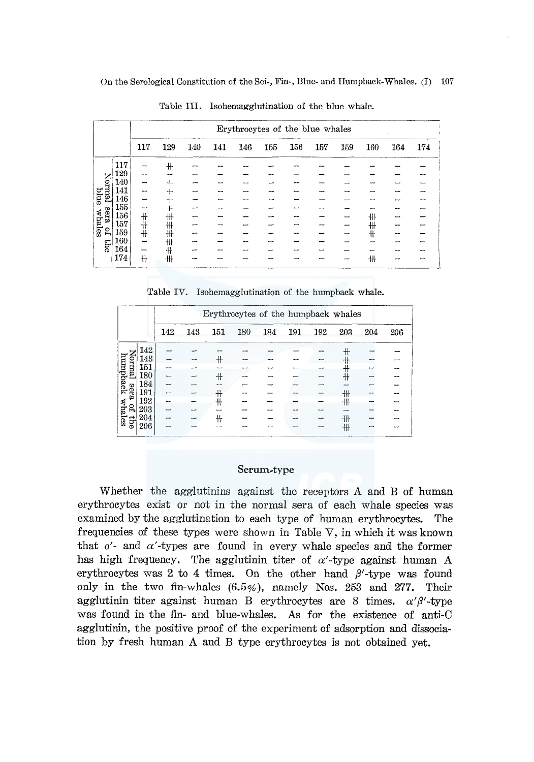Table III. Isohemagglutination of the blue whale.

| Normal sera of the blue whales | Erythrocytes of the blue whales: 117 | 129 | 140 | 141 | 146 | 155 | 156 | 157 | 159 | 160 | 164 | 174 |
|---|---|---|---|---|---|---|---|---|---|---|---|---|
| 117 | − | ++ | − | − | − | − | − | − | − | − | − | − |
| 129 | − | − | − | − | − | − | − | − | − | − | − | − |
| 140 | − | + | − | − | − | − | − | − | − | − | − | − |
| 141 | − | + | − | − | − | − | − | − | − | − | − | − |
| 146 | − | + | − | − | − | − | − | − | − | − | − | − |
| 155 | − | + | − | − | − | − | − | − | − | − | − | − |
| 156 | ++ | +++ | − | − | − | − | − | − | − | +++ | − | − |
| 157 | ++ | +++ | − | − | − | − | − | − | − | +++ | − | − |
| 159 | ++ | +++ | − | − | − | − | − | − | − | ++ | − | − |
| 160 | − | +++ | − | − | − | − | − | − | − | − | − | − |
| 164 | − | ++ | − | − | − | − | − | − | − | − | − | − |
| 174 | ++ | +++ | − | − | − | − | − | − | − | +++ | − | − |

Table IV. Isohemagglutination of the humpback whale.

| Normal sera of the humpback whales | Erythrocytes of the humpback whales: 142 | 143 | 151 | 180 | 184 | 191 | 192 | 203 | 204 | 206 |
|---|---|---|---|---|---|---|---|---|---|---|
| 142 | − | − | − | − | − | − | − | ++ | − | − |
| 143 | − | − | ++ | − | − | − | − | ++ | − | − |
| 151 | − | − | − | − | − | − | − | ++ | − | − |
| 180 | − | − | ++ | − | − | − | − | ++ | − | − |
| 184 | − | − | − | − | − | − | − | − | − | − |
| 191 | − | − | ++ | − | − | − | − | +++ | − | − |
| 192 | − | − | ++ | − | − | − | − | +++ | − | − |
| 203 | − | − | − | − | − | − | − | − | − | − |
| 204 | − | − | ++ | − | − | − | − | +++ | − | − |
| 206 | − | − | − | − | − | − | − | +++ | − | − |

## Serum-type

Whether the agglutinins against the receptors A and B of human erythrocytes exist or not in the normal sera of each whale species was examined by the agglutination to each type of human erythrocytes. The frequencies of these types were shown in Table V, in which it was known that $o'$- and $\alpha'$-types are found in every whale species and the former has high frequency. The agglutinin titer of $\alpha'$-type against human A erythrocytes was 2 to 4 times. On the other hand $\beta'$-type was found only in the two fin-whales (6.5%), namely Nos. 253 and 277. Their agglutinin titer against human B erythrocytes are 8 times. $\alpha'\beta'$-type was found in the fin- and blue-whales. As for the existence of anti-C agglutinin, the positive proof of the experiment of adsorption and dissociation by fresh human A and B type erythrocytes is not obtained yet.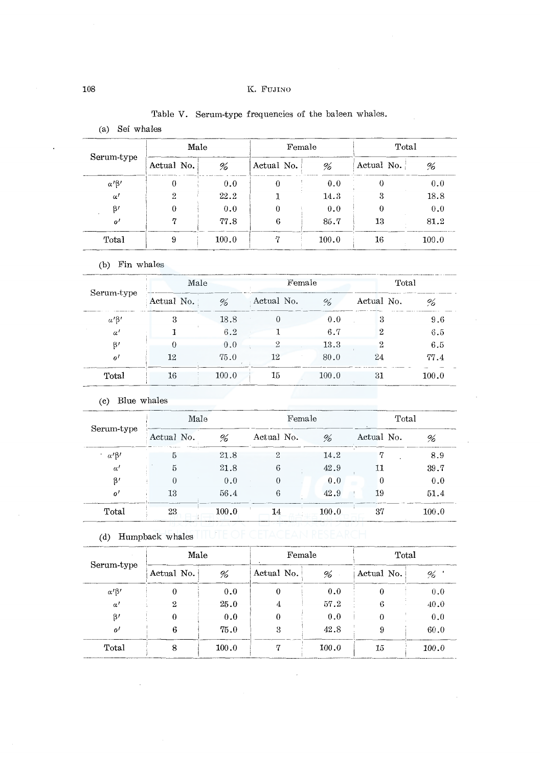Table V. Serum-type frequencies of the baleen whales.

(a) Sei whales

| Serum-type | Male | | Female | | Total | |
|---|---|---|---|---|---|---|
| | Actual No. | % | Actual No. | % | Actual No. | % |
| $\alpha'\beta'$ | 0 | 0.0 | 0 | 0.0 | 0 | 0.0 |
| $\alpha'$ | 2 | 22.2 | 1 | 14.3 | 3 | 18.8 |
| $\beta'$ | 0 | 0.0 | 0 | 0.0 | 0 | 0.0 |
| $o'$ | 7 | 77.8 | 6 | 85.7 | 13 | 81.2 |
| Total | 9 | 100.0 | 7 | 100.0 | 16 | 100.0 |

(b) Fin whales

| Serum-type | Male | | Female | | Total | |
|---|---|---|---|---|---|---|
| | Actual No. | % | Actual No. | % | Actual No. | % |
| $\alpha'\beta'$ | 3 | 18.8 | 0 | 0.0 | 3 | 9.6 |
| $\alpha'$ | 1 | 6.2 | 1 | 6.7 | 2 | 6.5 |
| $\beta'$ | 0 | 0.0 | 2 | 13.3 | 2 | 6.5 |
| $o'$ | 12 | 75.0 | 12 | 80.0 | 24 | 77.4 |
| Total | 16 | 100.0 | 15 | 100.0 | 31 | 100.0 |

(c) Blue whales

| Serum-type | Male | | Female | | Total | |
|---|---|---|---|---|---|---|
| | Actual No. | % | Actual No. | % | Actual No. | % |
| $\alpha'\beta'$ | 5 | 21.8 | 2 | 14.2 | 7 | 8.9 |
| $\alpha'$ | 5 | 21.8 | 6 | 42.9 | 11 | 39.7 |
| $\beta'$ | 0 | 0.0 | 0 | 0.0 | 0 | 0.0 |
| $o'$ | 13 | 56.4 | 6 | 42.9 | 19 | 51.4 |
| Total | 23 | 100.0 | 14 | 100.0 | 37 | 100.0 |

(d) Humpback whales

| Serum-type | Male | | Female | | Total | |
|---|---|---|---|---|---|---|
| | Actual No. | % | Actual No. | % | Actual No. | % |
| $\alpha'\beta'$ | 0 | 0.0 | 0 | 0.0 | 0 | 0.0 |
| $\alpha'$ | 2 | 25.0 | 4 | 57.2 | 6 | 40.0 |
| $\beta'$ | 0 | 0.0 | 0 | 0.0 | 0 | 0.0 |
| $o'$ | 6 | 75.0 | 3 | 42.8 | 9 | 60.0 |
| Total | 8 | 100.0 | 7 | 100.0 | 15 | 100.0 |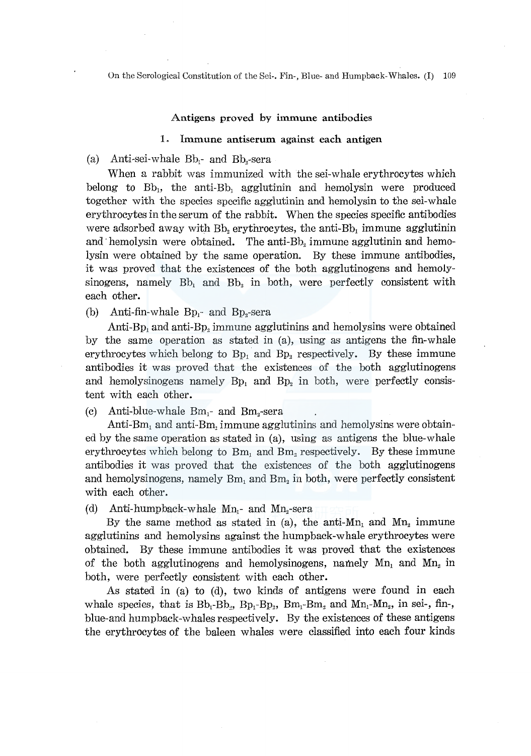### Antigens proved by immune antibodies

#### 1. Immune antiserum against each antigen

(a) Anti-sei-whale $Bb_1$- and $Bb_2$-sera

When a rabbit was immunized with the sei-whale erythrocytes which belong to $Bb_1$, the anti-$Bb_1$ agglutinin and hemolysin were produced together with the species specific agglutinin and hemolysin to the sei-whale erythrocytes in the serum of the rabbit. When the species specific antibodies were adsorbed away with $Bb_2$ erythrocytes, the anti-$Bb_1$ immune agglutinin and hemolysin were obtained. The anti-$Bb_2$ immune agglutinin and hemolysin were obtained by the same operation. By these immune antibodies, it was proved that the existences of the both agglutinogens and hemolysinogens, namely $Bb_1$ and $Bb_2$ in both, were perfectly consistent with each other.

(b) Anti-fin-whale $Bp_1$- and $Bp_2$-sera

Anti-$Bp_1$ and anti-$Bp_2$ immune agglutinins and hemolysins were obtained by the same operation as stated in (a), using as antigens the fin-whale erythrocytes which belong to $Bp_1$ and $Bp_2$ respectively. By these immune antibodies it was proved that the existences of the both agglutinogens and hemolysinogens namely $Bp_1$ and $Bp_2$ in both, were perfectly consistent with each other.

(c) Anti-blue-whale $Bm_1$- and $Bm_2$-sera

Anti-$Bm_1$ and anti-$Bm_2$ immune agglutinins and hemolysins were obtained by the same operation as stated in (a), using as antigens the blue-whale erythrocytes which belong to $Bm_1$ and $Bm_2$ respectively. By these immune antibodies it was proved that the existences of the both agglutinogens and hemolysinogens, namely $Bm_1$ and $Bm_2$ in both, were perfectly consistent with each other.

(d) Anti-humpback-whale $Mn_1$- and $Mn_2$-sera

By the same method as stated in (a), the anti-$Mn_1$ and $Mn_2$ immune agglutinins and hemolysins against the humpback-whale erythrocytes were obtained. By these immune antibodies it was proved that the existences of the both agglutinogens and hemolysinogens, namely $Mn_1$ and $Mn_2$ in both, were perfectly consistent with each other.

As stated in (a) to (d), two kinds of antigens were found in each whale species, that is $Bb_1$-$Bb_2$, $Bp_1$-$Bp_2$, $Bm_1$-$Bm_2$ and $Mn_1$-$Mn_2$, in sei-, fin-, blue-and humpback-whales respectively. By the existences of these antigens the erythrocytes of the baleen whales were classified into each four kinds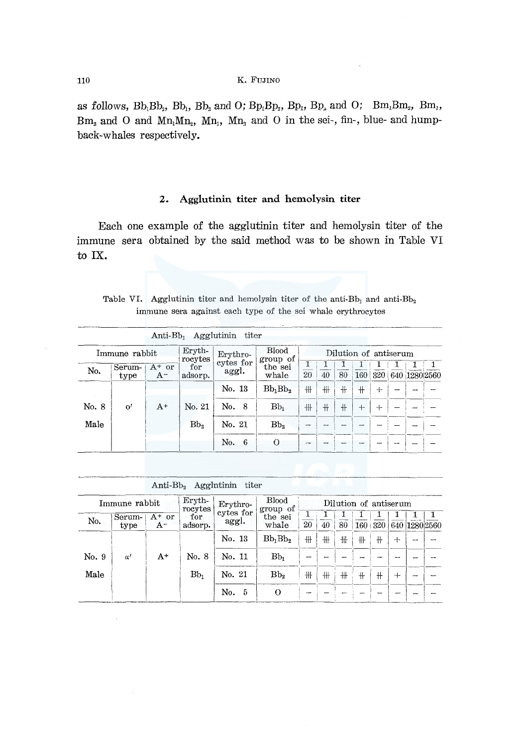as follows, $Bb_1Bb_2$, $Bb_1$, $Bb_2$ and O; $Bp_1Bp_2$, $Bp_1$, $Bp_2$ and O; $Bm_1Bm_2$, $Bm_1$, $Bm_2$ and O and $Mn_1Mn_2$, $Mn_1$, $Mn_2$ and O in the sei-, fin-, blue- and humpback-whales respectively.

## 2. Agglutinin titer and hemolysin titer

Each one example of the agglutinin titer and hemolysin titer of the immune sera obtained by the said method was to be shown in Table VI to IX.

Table VI. Agglutinin titer and hemolysin titer of the anti-$Bb_1$ and anti-$Bb_2$ immune sera against each type of the sei whale erythrocytes

Anti-$Bb_1$ Agglutinin titer

| Immune rabbit | | | Erythrocytes for adsorp. | Erythrocytes for aggl. | Blood group of the sei whale | Dilution of antiserum | | | | | | | |
|---|---|---|---|---|---|---|---|---|---|---|---|---|---|
| No. | Serum-type | $A^+$ or $A^-$ | | | | 1/20 | 1/40 | 1/80 | 1/160 | 1/320 | 1/640 | 1/1280 | 1/2560 |
| No. 8 Male | o' | $A^+$ | No. 21 $Bb_2$ | No. 13 | $Bb_1Bb_2$ | ⧻ | ⧻ | ++ | ++ | + | − | − | − |
| | | | | No. 8 | $Bb_1$ | ⧻ | ++ | ++ | + | + | − | − | − |
| | | | | No. 21 | $Bb_2$ | − | − | − | − | − | − | − | − |
| | | | | No. 6 | O | − | − | − | − | − | − | − | − |

Anti-$Bb_2$ Agglutinin titer

| Immune rabbit | | | Erythrocytes for adsorp. | Erythrocytes for aggl. | Blood group of the sei whale | Dilution of antiserum | | | | | | | |
|---|---|---|---|---|---|---|---|---|---|---|---|---|---|
| No. | Serum-type | $A^+$ or $A^-$ | | | | 1/20 | 1/40 | 1/80 | 1/160 | 1/320 | 1/640 | 1/1280 | 1/2560 |
| No. 9 Male | α' | $A^+$ | No. 8 $Bb_1$ | No. 13 | $Bb_1Bb_2$ | ⧻ | ⧻ | ⧻ | ⧻ | ++ | + | − | − |
| | | | | No. 11 | $Bb_1$ | − | − | − | − | − | − | − | − |
| | | | | No. 21 | $Bb_2$ | ⧻ | ⧻ | ⧻ | ++ | ++ | + | − | − |
| | | | | No. 5 | O | − | − | − | − | − | − | − | − |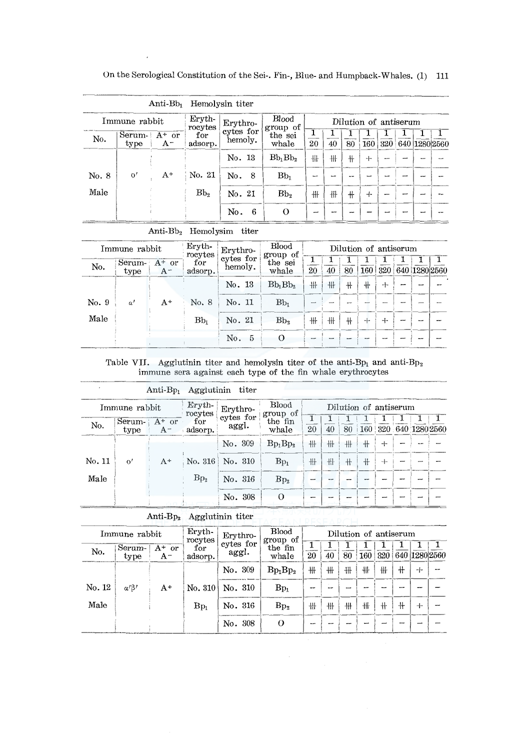Anti-$Bb_1$ Hemolysin titer

| Immune rabbit | | | Eryth-rocytes for adsorp. | Erythro-cytes for hemoly. | Blood group of the sei whale | Dilution of antiserum | | | | | | | |
|---|---|---|---|---|---|---|---|---|---|---|---|---|---|
| No. | Serum-type | $A^+$ or $A^-$ | | | | 1/20 | 1/40 | 1/80 | 1/160 | 1/320 | 1/640 | 1/1280 | 1/2560 |
| No. 8 Male | o' | $A^+$ | No. 21 $Bb_2$ | No. 13 | $Bb_1Bb_2$ | ⧻ | ⧻ | ++ | + | − | − | − | − |
| | | | | No. 8 | $Bb_1$ | − | − | − | − | − | − | − | − |
| | | | | No. 21 | $Bb_2$ | ⧻ | ⧻ | ++ | + | − | − | − | − |
| | | | | No. 6 | O | − | − | − | − | − | − | − | − |

Anti-$Bb_2$ Hemolysim titer

| Immune rabbit | | | Eryth-rocytes for adsorp. | Erythro-cytes for hemoly. | Blood group of the sei whale | Dilution of antiserum | | | | | | | |
|---|---|---|---|---|---|---|---|---|---|---|---|---|---|
| No. | Serum-type | $A^+$ or $A^-$ | | | | 1/20 | 1/40 | 1/80 | 1/160 | 1/320 | 1/640 | 1/1280 | 1/2560 |
| No. 9 Male | α' | $A^+$ | No. 8 $Bb_1$ | No. 13 | $Bb_1Bb_2$ | ⧻ | ⧻ | ++ | ++ | + | − | − | − |
| | | | | No. 11 | $Bb_1$ | − | − | − | − | − | − | − | − |
| | | | | No. 21 | $Bb_2$ | ⧻ | ⧻ | ++ | + | + | − | − | − |
| | | | | No. 5 | O | − | − | − | − | − | − | − | − |

Table VII. Agglutinin titer and hemolysin titer of the anti-$Bp_1$ and anti-$Bp_2$ immune sera against each type of the fin whale erythrocytes

Anti-$Bp_1$ Agglutinin titer

| Immune rabbit | | | Eryth-rocytes for adsorp. | Erythro-cytes for aggl. | Blood group of the fin whale | Dilution of antiserum | | | | | | | |
|---|---|---|---|---|---|---|---|---|---|---|---|---|---|
| No. | Serum-type | $A^+$ or $A^-$ | | | | 1/20 | 1/40 | 1/80 | 1/160 | 1/320 | 1/640 | 1/1280 | 1/2560 |
| No. 11 Male | o' | $A^+$ | No. 316 $Bp_2$ | No. 309 | $Bp_1Bp_2$ | ⧻ | ⧻ | ⧻ | ++ | + | − | − | − |
| | | | | No. 310 | $Bp_1$ | ⧻ | ⧻ | ++ | ++ | + | − | − | − |
| | | | | No. 316 | $Bp_2$ | − | − | − | − | − | − | − | − |
| | | | | No. 308 | O | − | − | − | − | − | − | − | − |

Anti-$Bp_2$ Agglutinin titer

| Immune rabbit | | | Eryth-rocytes for adsorp. | Erythro-cytes for aggl. | Blood group of the fin whale | Dilution of antiserum | | | | | | | |
|---|---|---|---|---|---|---|---|---|---|---|---|---|---|
| No. | Serum-type | $A^+$ or $A^-$ | | | | 1/20 | 1/40 | 1/80 | 1/160 | 1/320 | 1/640 | 1/1280 | 1/2560 |
| No. 12 Male | α'β' | $A^+$ | No. 310 $Bp_1$ | No. 309 | $Bp_1Bp_2$ | ⧻ | ⧻ | ⧻ | ⧻ | ⧻ | ++ | + | − |
| | | | | No. 310 | $Bp_1$ | − | − | − | − | − | − | − | − |
| | | | | No. 316 | $Bp_2$ | ⧻ | ⧻ | ⧻ | ⧻ | ++ | ++ | + | − |
| | | | | No. 308 | O | − | − | − | − | − | − | − | − |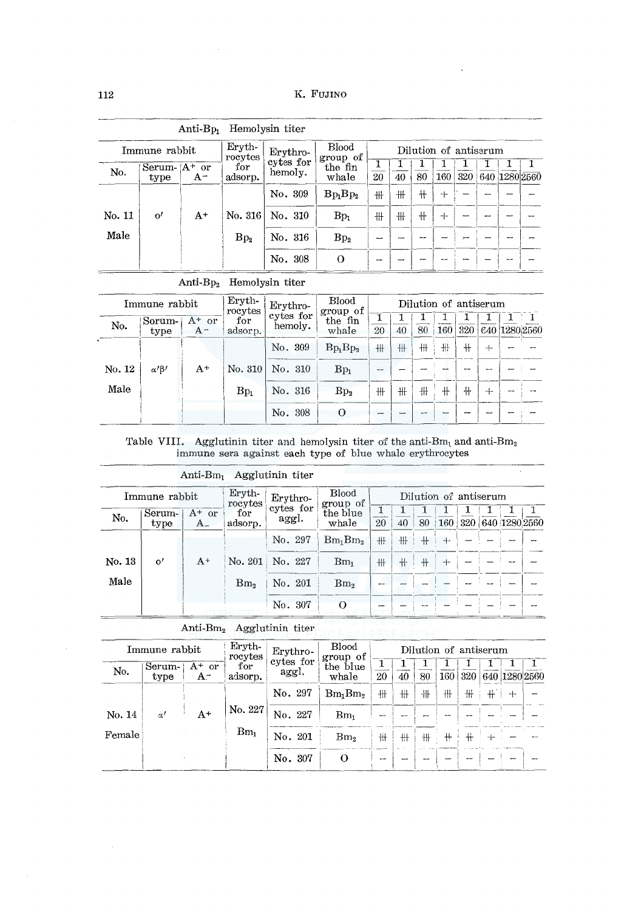Anti-$Bp_1$ Hemolysin titer

| Immune rabbit | | | Erythrocytes for adsorp. | Erythrocytes for hemoly. | Blood group of the fin whale | Dilution of antiserum | | | | | | | |
|---|---|---|---|---|---|---|---|---|---|---|---|---|---|
| No. | Serum-type | $A^+$ or $A^-$ | | | | 1/20 | 1/40 | 1/80 | 1/160 | 1/320 | 1/640 | 1/1280 | 1/2560 |
| No. 11 Male | o′ | $A^+$ | No. 316 $Bp_2$ | No. 309 | $Bp_1Bp_2$ | ⧻ | ⧻ | ++ | + | − | − | − | − |
| | | | | No. 310 | $Bp_1$ | ⧻ | ⧻ | ++ | + | − | − | − | − |
| | | | | No. 316 | $Bp_2$ | − | − | − | − | − | − | − | − |
| | | | | No. 308 | O | − | − | − | − | − | − | − | − |

Anti-$Bp_2$ Hemolysin titer

| Immune rabbit | | | Erythrocytes for adsorp. | Erythrocytes for hemoly. | Blood group of the fin whale | Dilution of antiserum | | | | | | | |
|---|---|---|---|---|---|---|---|---|---|---|---|---|---|
| No. | Sorum-type | $A^+$ or $A^-$ | | | | 1/20 | 1/40 | 1/80 | 1/160 | 1/320 | 1/640 | 1/1280 | 1/2560 |
| No. 12 Male | $\alpha'\beta'$ | $A^+$ | No. 310 $Bp_1$ | No. 309 | $Bp_1Bp_2$ | ⧻ | ⧻ | ⧻ | ⧻ | ++ | + | − | − |
| | | | | No. 310 | $Bp_1$ | − | − | − | − | − | − | − | − |
| | | | | No. 316 | $Bp_2$ | ⧻ | ⧻ | ⧻ | ++ | ++ | + | − | − |
| | | | | No. 308 | O | − | − | − | − | − | − | − | − |

Table VIII. Agglutinin titer and hemolysin titer of the anti-$Bm_1$ and anti-$Bm_2$ immune sera against each type of blue whale erythrocytes

Anti-$Bm_1$ Agglutinin titer

| Immune rabbit | | | Erythrocytes for adsorp. | Erythrocytes for aggl. | Blood group of the blue whale | Dilution of antiserum | | | | | | | |
|---|---|---|---|---|---|---|---|---|---|---|---|---|---|
| No. | Serum-type | $A^+$ or $A_-$ | | | | 1/20 | 1/40 | 1/80 | 1/160 | 1/320 | 1/640 | 1/1280 | 1/2560 |
| No. 13 Male | o′ | $A^+$ | No. 201 $Bm_2$ | No. 297 | $Bm_1Bm_2$ | ⧻ | ⧻ | ++ | + | − | − | − | − |
| | | | | No. 227 | $Bm_1$ | ⧻ | ++ | ++ | + | − | − | − | − |
| | | | | No. 201 | $Bm_2$ | − | − | − | − | − | − | − | − |
| | | | | No. 307 | O | − | − | − | − | − | − | − | − |

Anti-$Bm_2$ Agglutinin titer

| Immune rabbit | | | Erythrocytes for adsorp. | Erythrocytes for aggl. | Blood group of the blue whale | Dilution of antiserum | | | | | | | |
|---|---|---|---|---|---|---|---|---|---|---|---|---|---|
| No. | Serum-type | $A^+$ or $A^-$ | | | | 1/20 | 1/40 | 1/80 | 1/160 | 1/320 | 1/640 | 1/1280 | 1/2560 |
| No. 14 Female | $\alpha'$ | $A^+$ | No. 227 $Bm_1$ | No. 297 | $Bm_1Bm_2$ | ⧻ | ⧻ | ⧻ | ⧻ | ⧻ | ++ | + | − |
| | | | | No. 227 | $Bm_1$ | − | − | − | − | − | − | − | − |
| | | | | No. 201 | $Bm_2$ | ⧻ | ⧻ | ⧻ | ++ | ++ | + | − | − |
| | | | | No. 307 | O | − | − | − | − | − | − | − | − |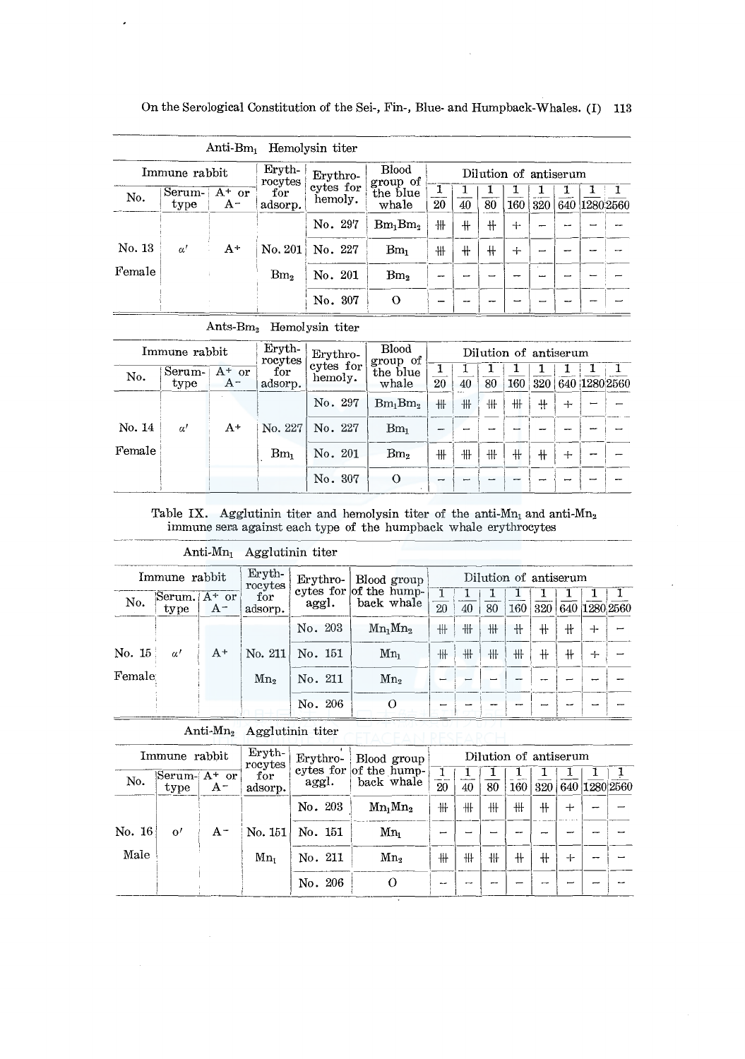Anti-$Bm_1$ Hemolysin titer

| Immune rabbit | | | Eryth-rocytes for adsorp. | Erythro-cytes for hemoly. | Blood group of the blue whale | Dilution of antiserum | | | | | | | |
|---|---|---|---|---|---|---|---|---|---|---|---|---|---|
| No. | Serum-type | A+ or A− | | | | 1/20 | 1/40 | 1/80 | 1/160 | 1/320 | 1/640 | 1/1280 | 1/2560 |
| No. 13 Female | α′ | A+ | No. 201 $Bm_2$ | No. 297 | $Bm_1Bm_2$ | ⧻ | ++ | ++ | + | − | − | − | − |
| | | | | No. 227 | $Bm_1$ | ⧻ | ++ | ++ | + | − | − | − | − |
| | | | | No. 201 | $Bm_2$ | − | − | − | − | − | − | − | − |
| | | | | No. 307 | O | − | − | − | − | − | − | − | − |

Ants-$Bm_2$ Hemolysin titer

| Immune rabbit | | | Eryth-rocytes for adsorp. | Erythro-cytes for hemoly. | Blood group of the blue whale | Dilution of antiserum | | | | | | | |
|---|---|---|---|---|---|---|---|---|---|---|---|---|---|
| No. | Serum-type | A+ or A− | | | | 1/20 | 1/40 | 1/80 | 1/160 | 1/320 | 1/640 | 1/1280 | 1/2560 |
| No. 14 Female | α′ | A+ | No. 227 $Bm_1$ | No. 297 | $Bm_1Bm_2$ | ⧻ | ⧻ | ⧻ | ⧻ | ++ | + | − | − |
| | | | | No. 227 | $Bm_1$ | − | − | − | − | − | − | − | − |
| | | | | No. 201 | $Bm_2$ | ⧻ | ⧻ | ⧻ | ++ | ++ | + | − | − |
| | | | | No. 307 | O | − | − | − | − | − | − | − | − |

Table IX. Agglutinin titer and hemolysin titer of the anti-$Mn_1$ and anti-$Mn_2$ immune sera against each type of the humpback whale erythrocytes

Anti-$Mn_1$ Agglutinin titer

| Immune rabbit | | | Eryth-rocytes for adsorp. | Erythro-cytes for aggl. | Blood group of the hump-back whale | Dilution of antiserum | | | | | | | |
|---|---|---|---|---|---|---|---|---|---|---|---|---|---|
| No. | Serum. type | A+ or A− | | | | 1/20 | 1/40 | 1/80 | 1/160 | 1/320 | 1/640 | 1/1280 | 1/2560 |
| No. 15 Female | α′ | A+ | No. 211 $Mn_2$ | No. 203 | $Mn_1Mn_2$ | ⧻ | ⧻ | ⧻ | ++ | ++ | ++ | + | − |
| | | | | No. 151 | $Mn_1$ | ⧻ | ⧻ | ⧻ | ⧻ | ++ | ++ | + | − |
| | | | | No. 211 | $Mn_2$ | − | − | − | − | − | − | − | − |
| | | | | No. 206 | O | − | − | − | − | − | − | − | − |

Anti-$Mn_2$ Agglutinin titer

| Immune rabbit | | | Eryth-rocytes for adsorp. | Erythro-cytes for aggl. | Blood group of the hump-back whale | Dilution of antiserum | | | | | | | |
|---|---|---|---|---|---|---|---|---|---|---|---|---|---|
| No. | Serum-type | A+ or A− | | | | 1/20 | 1/40 | 1/80 | 1/160 | 1/320 | 1/640 | 1/1280 | 1/2560 |
| No. 16 Male | o′ | A− | No. 151 $Mn_1$ | No. 203 | $Mn_1Mn_2$ | ⧻ | ⧻ | ⧻ | ⧻ | ++ | + | − | − |
| | | | | No. 151 | $Mn_1$ | − | − | − | − | − | − | − | − |
| | | | | No. 211 | $Mn_2$ | ⧻ | ⧻ | ⧻ | ++ | ++ | + | − | − |
| | | | | No. 206 | O | − | − | − | − | − | − | − | − |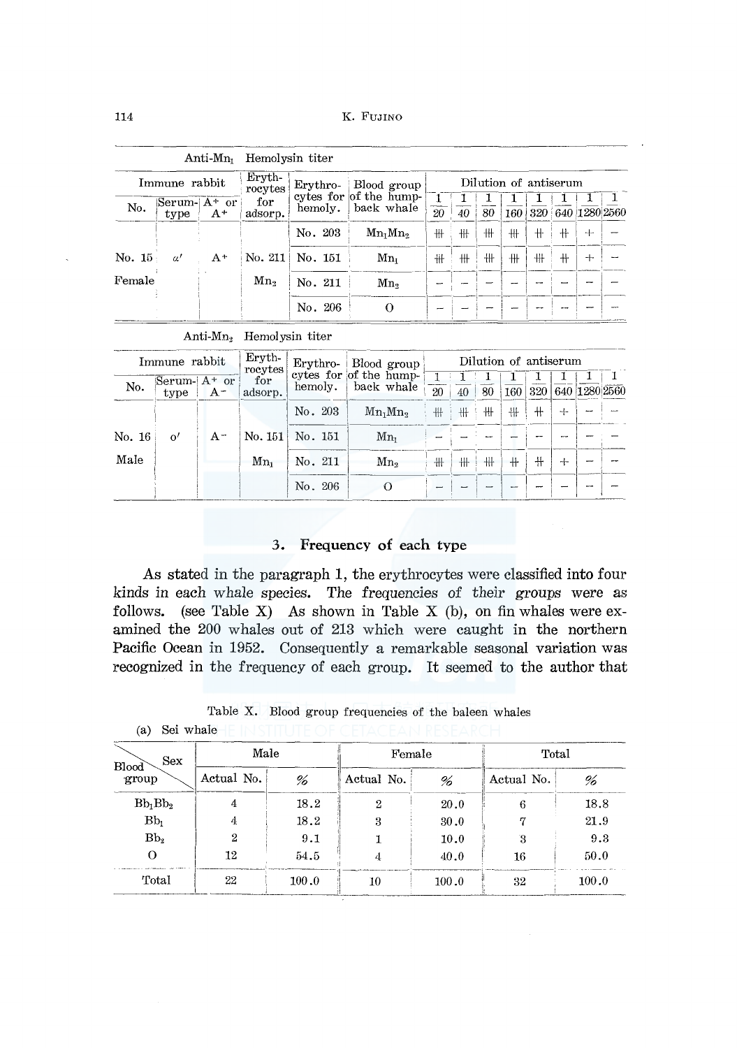Anti-$Mn_1$ Hemolysin titer

| Immune rabbit | | | Erythrocytes for adsorp. | Erythrocytes for hemoly. | Blood group of the humpback whale | Dilution of antiserum | | | | | | | |
|---|---|---|---|---|---|---|---|---|---|---|---|---|---|
| No. | Serum-type | A+ or A+ | | | | 1/20 | 1/40 | 1/80 | 1/160 | 1/320 | 1/640 | 1/1280 | 1/2560 |
| No. 15 Female | α' | A+ | No. 211 $Mn_2$ | No. 203 | $Mn_1Mn_2$ | ⧻ | ⧻ | ⧻ | ⧻ | ++ | ++ | + | − |
| | | | | No. 151 | $Mn_1$ | ⧻ | ⧻ | ⧻ | ⧻ | ⧻ | ++ | + | − |
| | | | | No. 211 | $Mn_2$ | − | − | − | − | − | − | − | − |
| | | | | No. 206 | O | − | − | − | − | − | − | − | − |

Anti-$Mn_2$ Hemolysin titer

| Immune rabbit | | | Erythrocytes for adsorp. | Erythrocytes for hemoly. | Blood group of the humpback whale | Dilution of antiserum | | | | | | | |
|---|---|---|---|---|---|---|---|---|---|---|---|---|---|
| No. | Serum-type | A+ or A− | | | | 1/20 | 1/40 | 1/80 | 1/160 | 1/320 | 1/640 | 1/1280 | 1/2560 |
| No. 16 Male | o' | A− | No. 151 $Mn_1$ | No. 203 | $Mn_1Mn_2$ | ⧻ | ⧻ | ⧻ | ⧻ | ++ | + | − | − |
| | | | | No. 151 | $Mn_1$ | − | − | − | − | − | − | − | − |
| | | | | No. 211 | $Mn_2$ | ⧻ | ⧻ | ⧻ | ++ | ++ | + | − | − |
| | | | | No. 206 | O | − | − | − | − | − | − | − | − |

### 3. Frequency of each type

As stated in the paragraph 1, the erythrocytes were classified into four kinds in each whale species. The frequencies of their groups were as follows. (see Table X) As shown in Table X (b), on fin whales were examined the 200 whales out of 213 which were caught in the northern Pacific Ocean in 1952. Consequently a remarkable seasonal variation was recognized in the frequency of each group. It seemed to the author that

Table X. Blood group frequencies of the baleen whales

(a) Sei whale

| Blood group \ Sex | Male | | Female | | Total | |
|---|---|---|---|---|---|---|
| | Actual No. | % | Actual No. | % | Actual No. | % |
| $Bb_1Bb_2$ | 4 | 18.2 | 2 | 20.0 | 6 | 18.8 |
| $Bb_1$ | 4 | 18.2 | 3 | 30.0 | 7 | 21.9 |
| $Bb_2$ | 2 | 9.1 | 1 | 10.0 | 3 | 9.3 |
| O | 12 | 54.5 | 4 | 40.0 | 16 | 50.0 |
| Total | 22 | 100.0 | 10 | 100.0 | 32 | 100.0 |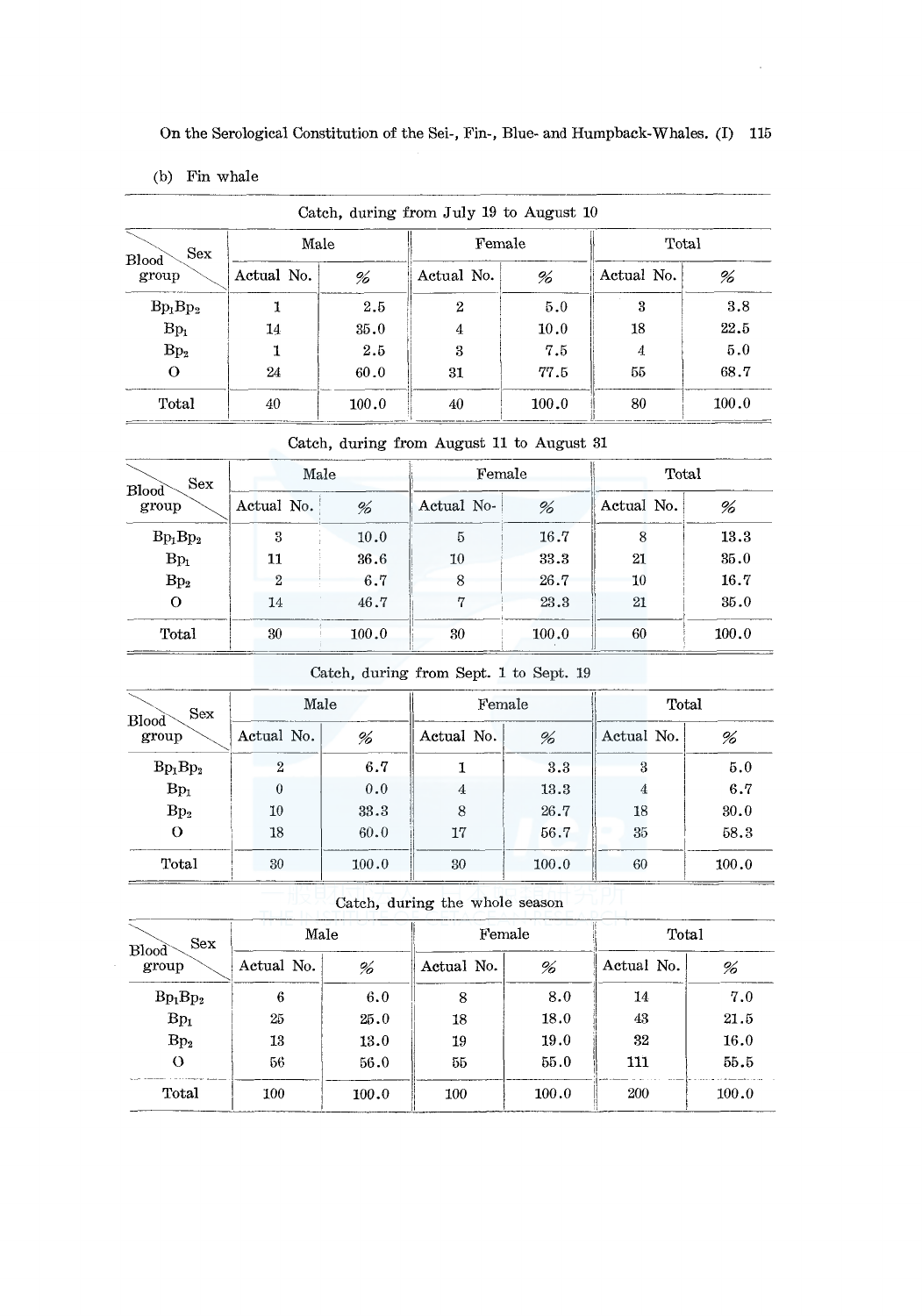(b) Fin whale

Catch, during from July 19 to August 10

| Blood group \ Sex | Male | | Female | | Total | |
|---|---|---|---|---|---|---|
| | Actual No. | % | Actual No. | % | Actual No. | % |
| $Bp_1Bp_2$ | 1 | 2.5 | 2 | 5.0 | 3 | 3.8 |
| $Bp_1$ | 14 | 35.0 | 4 | 10.0 | 18 | 22.5 |
| $Bp_2$ | 1 | 2.5 | 3 | 7.5 | 4 | 5.0 |
| O | 24 | 60.0 | 31 | 77.5 | 55 | 68.7 |
| Total | 40 | 100.0 | 40 | 100.0 | 80 | 100.0 |

Catch, during from August 11 to August 31

| Blood group \ Sex | Male | | Female | | Total | |
|---|---|---|---|---|---|---|
| | Actual No. | % | Actual No- | % | Actual No. | % |
| $Bp_1Bp_2$ | 3 | 10.0 | 5 | 16.7 | 8 | 13.3 |
| $Bp_1$ | 11 | 36.6 | 10 | 33.3 | 21 | 35.0 |
| $Bp_2$ | 2 | 6.7 | 8 | 26.7 | 10 | 16.7 |
| O | 14 | 46.7 | 7 | 23.3 | 21 | 35.0 |
| Total | 30 | 100.0 | 30 | 100.0 | 60 | 100.0 |

Catch, during from Sept. 1 to Sept. 19

| Blood group \ Sex | Male | | Female | | Total | |
|---|---|---|---|---|---|---|
| | Actual No. | % | Actual No. | % | Actual No. | % |
| $Bp_1Bp_2$ | 2 | 6.7 | 1 | 3.3 | 3 | 5.0 |
| $Bp_1$ | 0 | 0.0 | 4 | 13.3 | 4 | 6.7 |
| $Bp_2$ | 10 | 33.3 | 8 | 26.7 | 18 | 30.0 |
| O | 18 | 60.0 | 17 | 56.7 | 35 | 58.3 |
| Total | 30 | 100.0 | 30 | 100.0 | 60 | 100.0 |

Catch, during the whole season

| Blood group \ Sex | Male | | Female | | Total | |
|---|---|---|---|---|---|---|
| | Actual No. | % | Actual No. | % | Actual No. | % |
| $Bp_1Bp_2$ | 6 | 6.0 | 8 | 8.0 | 14 | 7.0 |
| $Bp_1$ | 25 | 25.0 | 18 | 18.0 | 43 | 21.5 |
| $Bp_2$ | 13 | 13.0 | 19 | 19.0 | 32 | 16.0 |
| O | 56 | 56.0 | 55 | 55.0 | 111 | 55.5 |
| Total | 100 | 100.0 | 100 | 100.0 | 200 | 100.0 |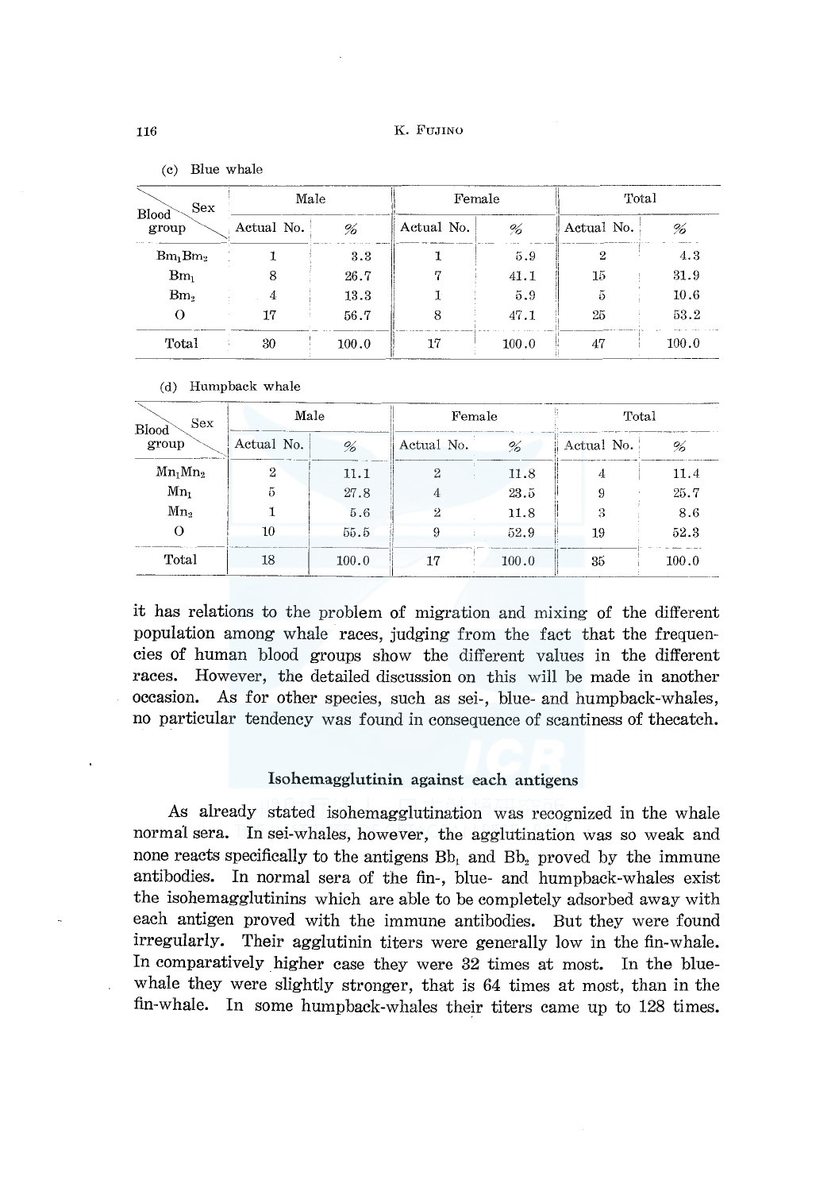(c) Blue whale

| Blood group \ Sex | Male | | Female | | Total | |
|---|---|---|---|---|---|---|
| | Actual No. | % | Actual No. | % | Actual No. | % |
| $Bm_1Bm_2$ | 1 | 3.3 | 1 | 5.9 | 2 | 4.3 |
| $Bm_1$ | 8 | 26.7 | 7 | 41.1 | 15 | 31.9 |
| $Bm_2$ | 4 | 13.3 | 1 | 5.9 | 5 | 10.6 |
| O | 17 | 56.7 | 8 | 47.1 | 25 | 53.2 |
| Total | 30 | 100.0 | 17 | 100.0 | 47 | 100.0 |

(d) Humpback whale

| Blood group \ Sex | Male | | Female | | Total | |
|---|---|---|---|---|---|---|
| | Actual No. | % | Actual No. | % | Actual No. | % |
| $Mn_1Mn_2$ | 2 | 11.1 | 2 | 11.8 | 4 | 11.4 |
| $Mn_1$ | 5 | 27.8 | 4 | 23.5 | 9 | 25.7 |
| $Mn_2$ | 1 | 5.6 | 2 | 11.8 | 3 | 8.6 |
| O | 10 | 55.5 | 9 | 52.9 | 19 | 52.3 |
| Total | 18 | 100.0 | 17 | 100.0 | 35 | 100.0 |

it has relations to the problem of migration and mixing of the different population among whale races, judging from the fact that the frequencies of human blood groups show the different values in the different races. However, the detailed discussion on this will be made in another occasion. As for other species, such as sei-, blue- and humpback-whales, no particular tendency was found in consequence of scantiness of thecatch.

### Isohemagglutinin against each antigens

As already stated isohemagglutination was recognized in the whale normal sera. In sei-whales, however, the agglutination was so weak and none reacts specifically to the antigens $Bb_1$ and $Bb_2$ proved by the immune antibodies. In normal sera of the fin-, blue- and humpback-whales exist the isohemagglutinins which are able to be completely adsorbed away with each antigen proved with the immune antibodies. But they were found irregularly. Their agglutinin titers were generally low in the fin-whale. In comparatively higher case they were 32 times at most. In the blue-whale they were slightly stronger, that is 64 times at most, than in the fin-whale. In some humpback-whales their titers came up to 128 times.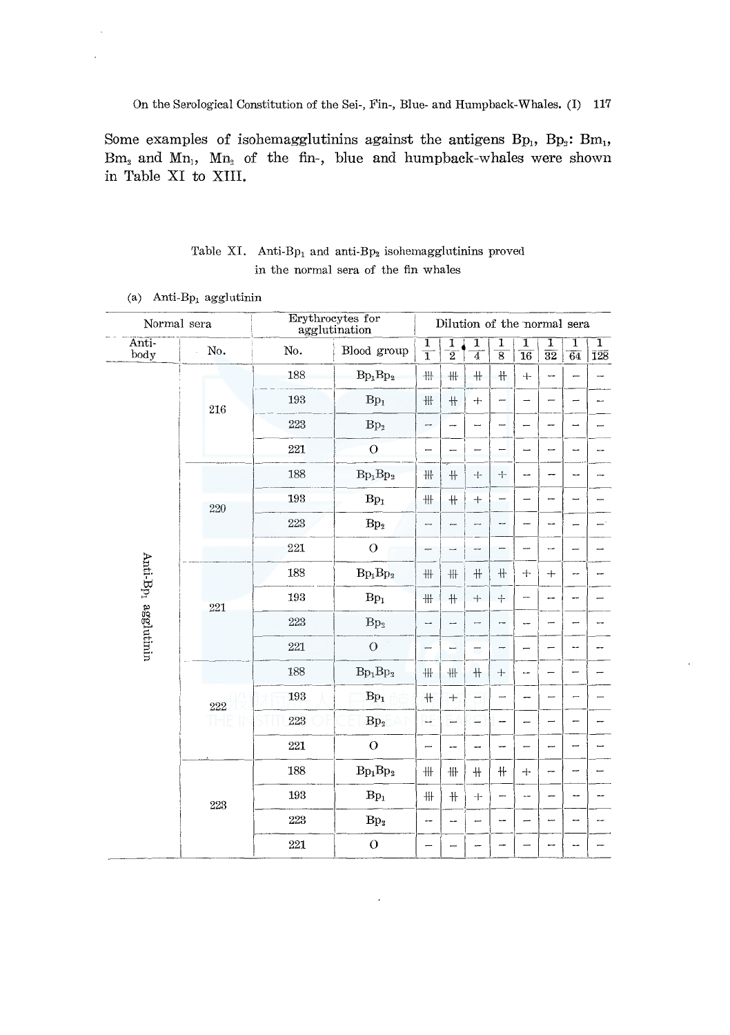Some examples of isohemagglutinins against the antigens $Bp_1$, $Bp_2$: $Bm_1$, $Bm_2$ and $Mn_1$, $Mn_2$ of the fin-, blue and humpback-whales were shown in Table XI to XIII.

Table XI. Anti-$Bp_1$ and anti-$Bp_2$ isohemagglutinins proved in the normal sera of the fin whales

(a) Anti-$Bp_1$ agglutinin

| Normal sera | | Erythrocytes for agglutination | | Dilution of the normal sera | | | | | | | |
|---|---|---|---|---|---|---|---|---|---|---|---|
| Anti-body | No. | No. | Blood group | 1/1 | 1/2 | 1/4 | 1/8 | 1/16 | 1/32 | 1/64 | 1/128 |
| Anti-$Bp_1$ agglutinin | 216 | 188 | $Bp_1Bp_2$ | ⧻ | ⧻ | ++ | ++ | + | − | − | − |
| | | 193 | $Bp_1$ | ⧻ | ++ | + | − | − | − | − | − |
| | | 223 | $Bp_2$ | − | − | − | − | − | − | − | − |
| | | 221 | O | − | − | − | − | − | − | − | − |
| | 220 | 188 | $Bp_1Bp_2$ | ⧻ | ++ | + | + | − | − | − | − |
| | | 193 | $Bp_1$ | ⧻ | ++ | + | − | − | − | − | − |
| | | 223 | $Bp_2$ | − | − | − | − | − | − | − | − |
| | | 221 | O | − | − | − | − | − | − | − | − |
| | 221 | 188 | $Bp_1Bp_2$ | ⧻ | ⧻ | ++ | ++ | + | + | − | − |
| | | 193 | $Bp_1$ | ⧻ | ++ | + | + | − | − | − | − |
| | | 223 | $Bp_2$ | − | − | − | − | − | − | − | − |
| | | 221 | O | − | − | − | − | − | − | − | − |
| | 222 | 188 | $Bp_1Bp_2$ | ⧻ | ⧻ | ++ | + | − | − | − | − |
| | | 193 | $Bp_1$ | ++ | + | − | − | − | − | − | − |
| | | 223 | $Bp_2$ | − | − | − | − | − | − | − | − |
| | | 221 | O | − | − | − | − | − | − | − | − |
| | 223 | 188 | $Bp_1Bp_2$ | ⧻ | ⧻ | ++ | ++ | + | − | − | − |
| | | 193 | $Bp_1$ | ⧻ | ++ | + | − | − | − | − | − |
| | | 223 | $Bp_2$ | − | − | − | − | − | − | − | − |
| | | 221 | O | − | − | − | − | − | − | − | − |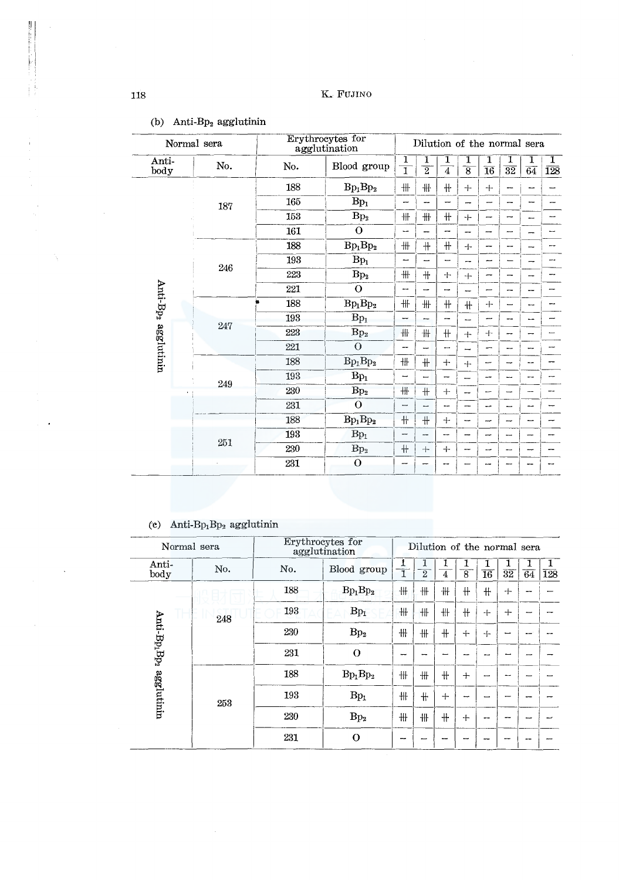(b) Anti-$Bp_2$ agglutinin

| Normal sera | | Erythrocytes for agglutination | | Dilution of the normal sera | | | | | | | |
|---|---|---|---|---|---|---|---|---|---|---|---|
| Antibody | No. | No. | Blood group | 1/1 | 1/2 | 1/4 | 1/8 | 1/16 | 1/32 | 1/64 | 1/128 |
| Anti-$Bp_2$ agglutinin | 187 | 188 | $Bp_1Bp_2$ | ⧻ | ⧻ | ‡ | + | + | − | − | − |
| | | 165 | $Bp_1$ | − | − | − | − | − | − | − | − |
| | | 153 | $Bp_2$ | ⧻ | ⧻ | ‡ | + | − | − | − | − |
| | | 161 | O | − | − | − | − | − | − | − | − |
| | 246 | 188 | $Bp_1Bp_2$ | ⧻ | ‡ | ‡ | + | − | − | − | − |
| | | 193 | $Bp_1$ | − | − | − | − | − | − | − | − |
| | | 223 | $Bp_2$ | ⧻ | ‡ | + | + | − | − | − | − |
| | | 221 | O | − | − | − | − | − | − | − | − |
| | 247 | 188 | $Bp_1Bp_2$ | ⧻ | ⧻ | ‡ | ‡ | + | − | − | − |
| | | 193 | $Bp_1$ | − | − | − | − | − | − | − | − |
| | | 223 | $Bp_2$ | ⧻ | ⧻ | ‡ | + | + | − | − | − |
| | | 221 | O | − | − | − | − | − | − | − | − |
| | 249 | 188 | $Bp_1Bp_2$ | ⧻ | ‡ | + | + | − | − | − | − |
| | | 193 | $Bp_1$ | − | − | − | − | − | − | − | − |
| | | 230 | $Bp_2$ | ⧻ | ‡ | + | − | − | − | − | − |
| | | 231 | O | − | − | − | − | − | − | − | − |
| | 251 | 188 | $Bp_1Bp_2$ | ‡ | ‡ | + | − | − | − | − | − |
| | | 193 | $Bp_1$ | − | − | − | − | − | − | − | − |
| | | 230 | $Bp_2$ | ‡ | + | + | − | − | − | − | − |
| | | 231 | O | − | − | − | − | − | − | − | − |

(c) Anti-$Bp_1Bp_2$ agglutinin

| Normal sera | | Erythrocytes for agglutination | | Dilution of the normal sera | | | | | | | |
|---|---|---|---|---|---|---|---|---|---|---|---|
| Antibody | No. | No. | Blood group | 1/1 | 1/2 | 1/4 | 1/8 | 1/16 | 1/32 | 1/64 | 1/128 |
| Anti-$Bp_1Bp_2$ agglutinin | 248 | 188 | $Bp_1Bp_2$ | ⧻ | ⧻ | ⧻ | ‡ | ‡ | + | − | − |
| | | 193 | $Bp_1$ | ⧻ | ⧻ | ⧻ | ‡ | + | + | − | − |
| | | 230 | $Bp_2$ | ⧻ | ⧻ | ‡ | + | + | − | − | − |
| | | 231 | O | − | − | − | − | − | − | − | − |
| | 253 | 188 | $Bp_1Bp_2$ | ⧻ | ⧻ | ‡ | + | − | − | − | − |
| | | 193 | $Bp_1$ | ⧻ | ‡ | + | − | − | − | − | − |
| | | 230 | $Bp_2$ | ⧻ | ⧻ | ‡ | + | − | − | − | − |
| | | 231 | O | − | − | − | − | − | − | − | − |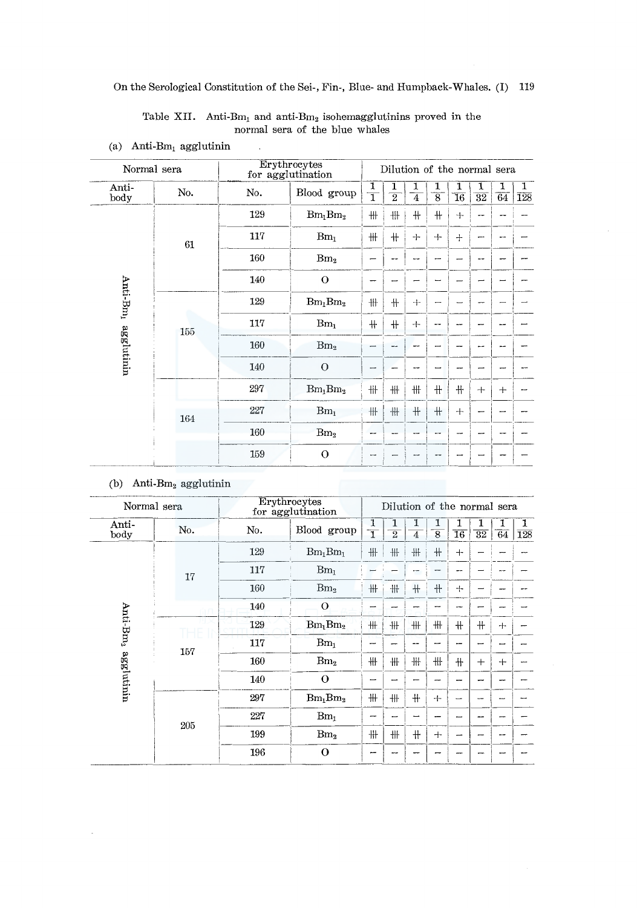Table XII. Anti-$Bm_1$ and anti-$Bm_2$ isohemagglutinins proved in the normal sera of the blue whales

(a) Anti-$Bm_1$ agglutinin

| Normal sera | | Erythrocytes for agglutination | | Dilution of the normal sera | | | | | | | |
|---|---|---|---|---|---|---|---|---|---|---|---|
| Anti-body | No. | No. | Blood group | 1/1 | 1/2 | 1/4 | 1/8 | 1/16 | 1/32 | 1/64 | 1/128 |
| Anti-$Bm_1$ agglutinin | 61 | 129 | $Bm_1Bm_2$ | ⧻ | ⧻ | ++ | ++ | + | − | − | − |
| | | 117 | $Bm_1$ | ⧻ | ++ | + | + | + | − | − | − |
| | | 160 | $Bm_2$ | − | − | − | − | − | − | − | − |
| | | 140 | O | − | − | − | − | − | − | − | − |
| | 155 | 129 | $Bm_1Bm_2$ | ⧻ | ++ | + | − | − | − | − | − |
| | | 117 | $Bm_1$ | ++ | ++ | + | − | − | − | − | − |
| | | 160 | $Bm_2$ | − | − | − | − | − | − | − | − |
| | | 140 | O | − | − | − | − | − | − | − | − |
| | 164 | 297 | $Bm_1Bm_2$ | ⧻ | ⧻ | ⧻ | ++ | ++ | + | + | − |
| | | 227 | $Bm_1$ | ⧻ | ⧻ | ++ | ++ | + | − | − | − |
| | | 160 | $Bm_2$ | − | − | − | − | − | − | − | − |
| | | 159 | O | − | − | − | − | − | − | − | − |

(b) Anti-$Bm_2$ agglutinin

| Normal sera | | Erythrocytes for agglutination | | Dilution of the normal sera | | | | | | | |
|---|---|---|---|---|---|---|---|---|---|---|---|
| Anti-body | No. | No. | Blood group | 1/1 | 1/2 | 1/4 | 1/8 | 1/16 | 1/32 | 1/64 | 1/128 |
| Anti-$Bm_2$ agglutinin | 17 | 129 | $Bm_1Bm_1$ | ⧻ | ⧻ | ⧻ | ++ | + | − | − | − |
| | | 117 | $Bm_1$ | − | − | − | − | − | − | − | − |
| | | 160 | $Bm_2$ | ⧻ | ⧻ | ++ | ++ | + | − | − | − |
| | | 140 | O | − | − | − | − | − | − | − | − |
| | 157 | 129 | $Bm_1Bm_2$ | ⧻ | ⧻ | ⧻ | ⧻ | ++ | ++ | + | − |
| | | 117 | $Bm_1$ | − | − | − | − | − | − | − | − |
| | | 160 | $Bm_2$ | ⧻ | ⧻ | ⧻ | ⧻ | ++ | + | + | − |
| | | 140 | O | − | − | − | − | − | − | − | − |
| | 205 | 297 | $Bm_1Bm_2$ | ⧻ | ⧻ | ++ | + | − | − | − | − |
| | | 227 | $Bm_1$ | − | − | − | − | − | − | − | − |
| | | 199 | $Bm_2$ | ⧻ | ⧻ | ++ | + | − | − | − | − |
| | | 196 | O | − | − | − | − | − | − | − | − |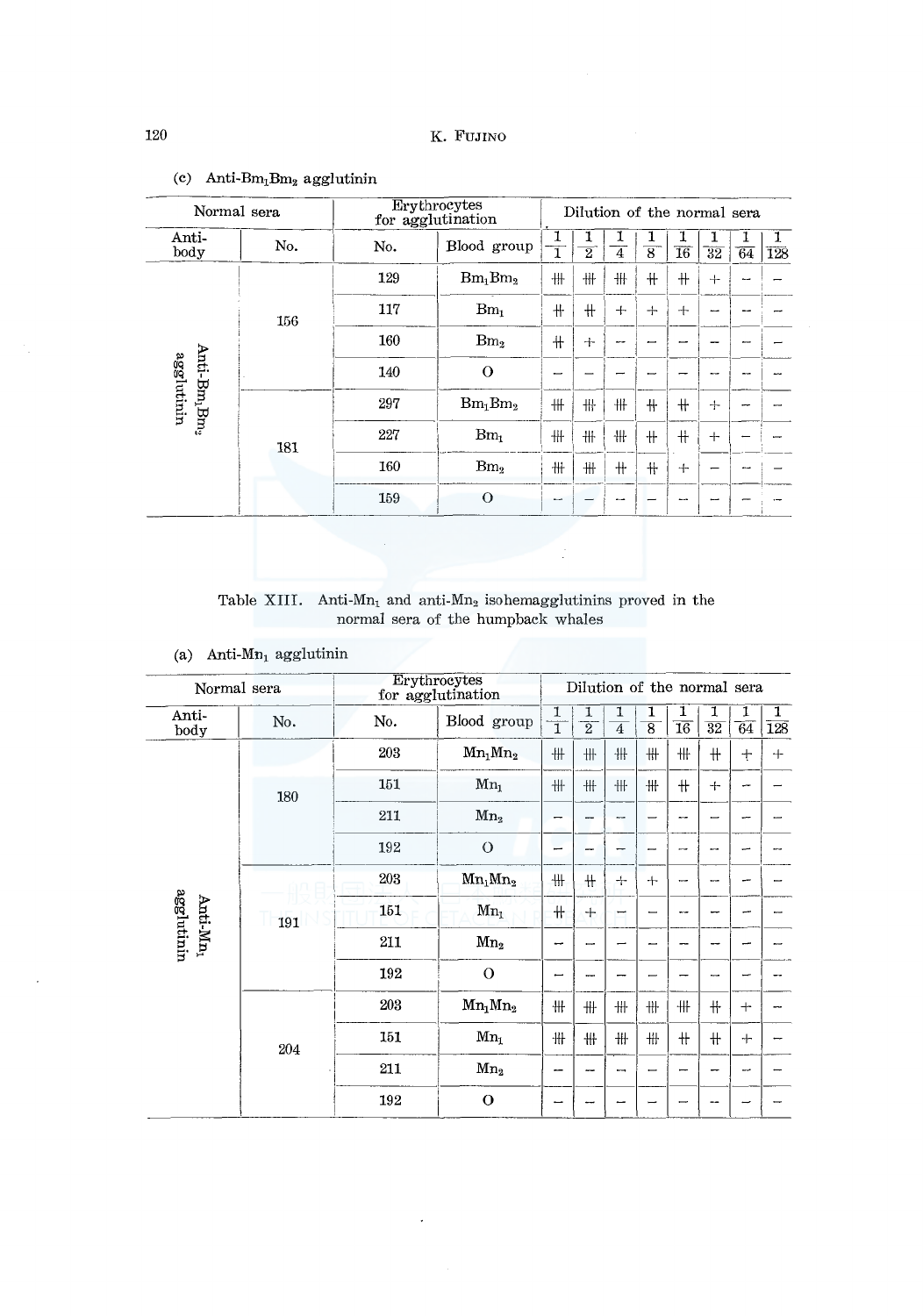(c) Anti-$Bm_1Bm_2$ agglutinin

| Normal sera | | Erythrocytes for agglutination | | Dilution of the normal sera | | | | | | | |
|---|---|---|---|---|---|---|---|---|---|---|---|
| Anti-body | No. | No. | Blood group | $\frac{1}{1}$ | $\frac{1}{2}$ | $\frac{1}{4}$ | $\frac{1}{8}$ | $\frac{1}{16}$ | $\frac{1}{32}$ | $\frac{1}{64}$ | $\frac{1}{128}$ |
| Anti-$Bm_1Bm_2$ agglutinin | 156 | 129 | $Bm_1Bm_2$ | ⧻ | ⧻ | ⧻ | ⧺ | ⧺ | + | − | − |
| | | 117 | $Bm_1$ | ⧺ | ⧺ | + | + | + | − | − | − |
| | | 160 | $Bm_2$ | ⧺ | + | − | − | − | − | − | − |
| | | 140 | O | − | − | − | − | − | − | − | − |
| | 181 | 297 | $Bm_1Bm_2$ | ⧻ | ⧻ | ⧻ | ⧺ | ⧺ | + | − | − |
| | | 227 | $Bm_1$ | ⧻ | ⧻ | ⧻ | ⧺ | ⧺ | + | − | − |
| | | 160 | $Bm_2$ | ⧻ | ⧻ | ⧺ | ⧺ | + | − | − | − |
| | | 159 | O | − | − | − | − | − | − | − | − |

Table XIII. Anti-$Mn_1$ and anti-$Mn_2$ isohemagglutinins proved in the normal sera of the humpback whales

(a) Anti-$Mn_1$ agglutinin

| Normal sera | | Erythrocytes for agglutination | | Dilution of the normal sera | | | | | | | |
|---|---|---|---|---|---|---|---|---|---|---|---|
| Anti-body | No. | No. | Blood group | $\frac{1}{1}$ | $\frac{1}{2}$ | $\frac{1}{4}$ | $\frac{1}{8}$ | $\frac{1}{16}$ | $\frac{1}{32}$ | $\frac{1}{64}$ | $\frac{1}{128}$ |
| Anti-$Mn_1$ agglutinin | 180 | 203 | $Mn_1Mn_2$ | ⧻ | ⧻ | ⧻ | ⧻ | ⧻ | ⧺ | + | + |
| | | 151 | $Mn_1$ | ⧻ | ⧻ | ⧻ | ⧻ | ⧺ | + | − | − |
| | | 211 | $Mn_2$ | − | − | − | − | − | − | − | − |
| | | 192 | O | − | − | − | − | − | − | − | − |
| | 191 | 203 | $Mn_1Mn_2$ | ⧻ | ⧺ | + | + | − | − | − | − |
| | | 151 | $Mn_1$ | ⧺ | + | − | − | − | − | − | − |
| | | 211 | $Mn_2$ | − | − | − | − | − | − | − | − |
| | | 192 | O | − | − | − | − | − | − | − | − |
| | 204 | 203 | $Mn_1Mn_2$ | ⧻ | ⧻ | ⧻ | ⧻ | ⧻ | ⧺ | + | − |
| | | 151 | $Mn_1$ | ⧻ | ⧻ | ⧻ | ⧻ | ⧺ | ⧺ | + | − |
| | | 211 | $Mn_2$ | − | − | − | − | − | − | − | − |
| | | 192 | O | − | − | − | − | − | − | − | − |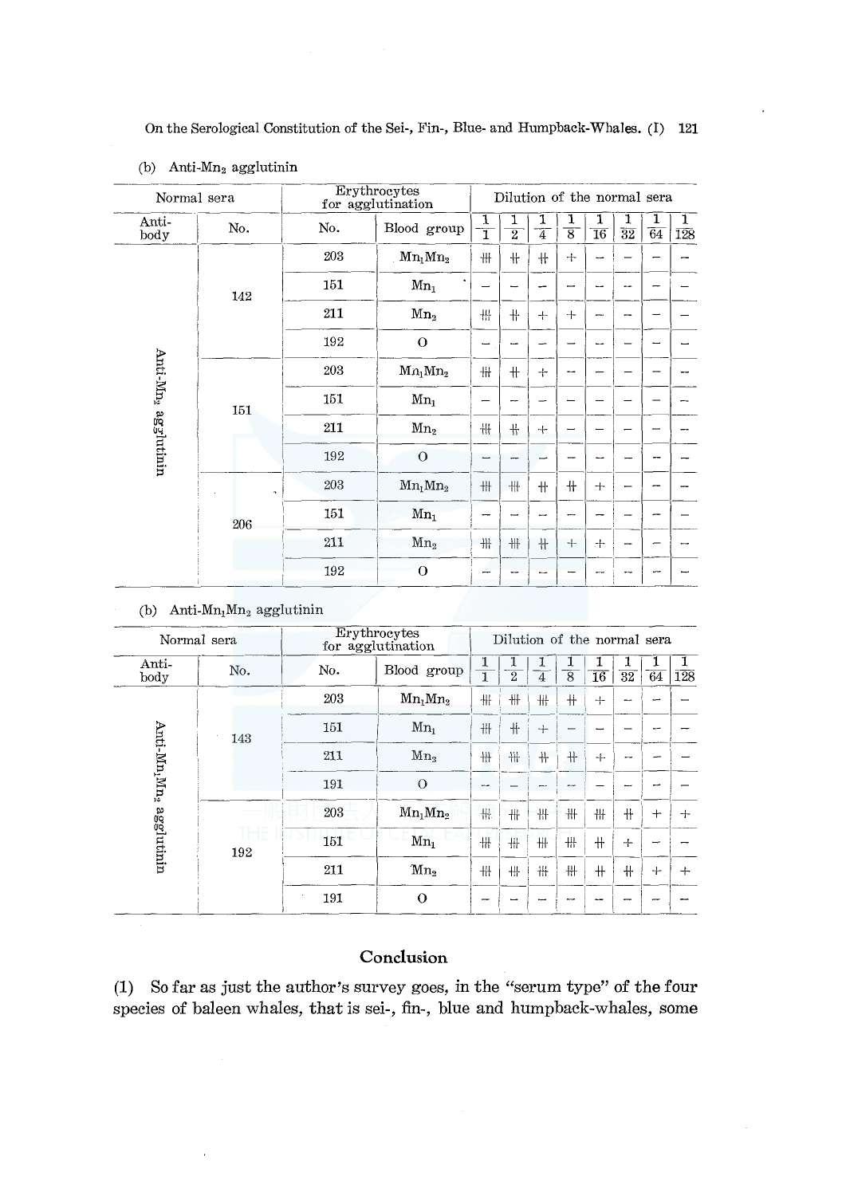(b) Anti-$Mn_2$ agglutinin

| Normal sera | | Erythrocytes for agglutination | | Dilution of the normal sera | | | | | | | |
|---|---|---|---|---|---|---|---|---|---|---|---|
| Antibody | No. | No. | Blood group | $\frac{1}{1}$ | $\frac{1}{2}$ | $\frac{1}{4}$ | $\frac{1}{8}$ | $\frac{1}{16}$ | $\frac{1}{32}$ | $\frac{1}{64}$ | $\frac{1}{128}$ |
| Anti-$Mn_2$ agglutinin | 142 | 203 | $Mn_1Mn_2$ | ⧻ | ‡ | ‡ | + | − | − | − | − |
| | | 151 | $Mn_1$ | − | − | − | − | − | − | − | − |
| | | 211 | $Mn_2$ | ⧻ | ‡ | + | + | − | − | − | − |
| | | 192 | O | − | − | − | − | − | − | − | − |
| | 151 | 203 | $Mn_1Mn_2$ | ⧻ | ‡ | + | − | − | − | − | − |
| | | 151 | $Mn_1$ | − | − | − | − | − | − | − | − |
| | | 211 | $Mn_2$ | ⧻ | ‡ | + | − | − | − | − | − |
| | | 192 | O | − | − | − | − | − | − | − | − |
| | 206 | 203 | $Mn_1Mn_2$ | ⧻ | ⧻ | ‡ | ‡ | + | − | − | − |
| | | 151 | $Mn_1$ | − | − | − | − | − | − | − | − |
| | | 211 | $Mn_2$ | ⧻ | ⧻ | ‡ | + | + | − | − | − |
| | | 192 | O | − | − | − | − | − | − | − | − |

(b) Anti-$Mn_1Mn_2$ agglutinin

| Normal sera | | Erythrocytes for agglutination | | Dilution of the normal sera | | | | | | | |
|---|---|---|---|---|---|---|---|---|---|---|---|
| Antibody | No. | No. | Blood group | $\frac{1}{1}$ | $\frac{1}{2}$ | $\frac{1}{4}$ | $\frac{1}{8}$ | $\frac{1}{16}$ | $\frac{1}{32}$ | $\frac{1}{64}$ | $\frac{1}{128}$ |
| Anti-$Mn_1Mn_2$ agglutinin | 143 | 203 | $Mn_1Mn_2$ | ⧻ | ⧻ | ⧻ | ‡ | + | − | − | − |
| | | 151 | $Mn_1$ | ⧻ | ‡ | + | − | − | − | − | − |
| | | 211 | $Mn_2$ | ⧻ | ⧻ | ‡ | ‡ | + | − | − | − |
| | | 191 | O | − | − | − | − | − | − | − | − |
| | 192 | 203 | $Mn_1Mn_2$ | ⧻ | ⧻ | ⧻ | ⧻ | ⧻ | ‡ | + | + |
| | | 151 | $Mn_1$ | ⧻ | ⧻ | ⧻ | ⧻ | ‡ | + | − | − |
| | | 211 | $Mn_2$ | ⧻ | ⧻ | ⧻ | ⧻ | ‡ | ‡ | + | + |
| | | 191 | O | − | − | − | − | − | − | − | − |

## Conclusion

(1) So far as just the author's survey goes, in the "serum type" of the four species of baleen whales, that is sei-, fin-, blue and humpback-whales, some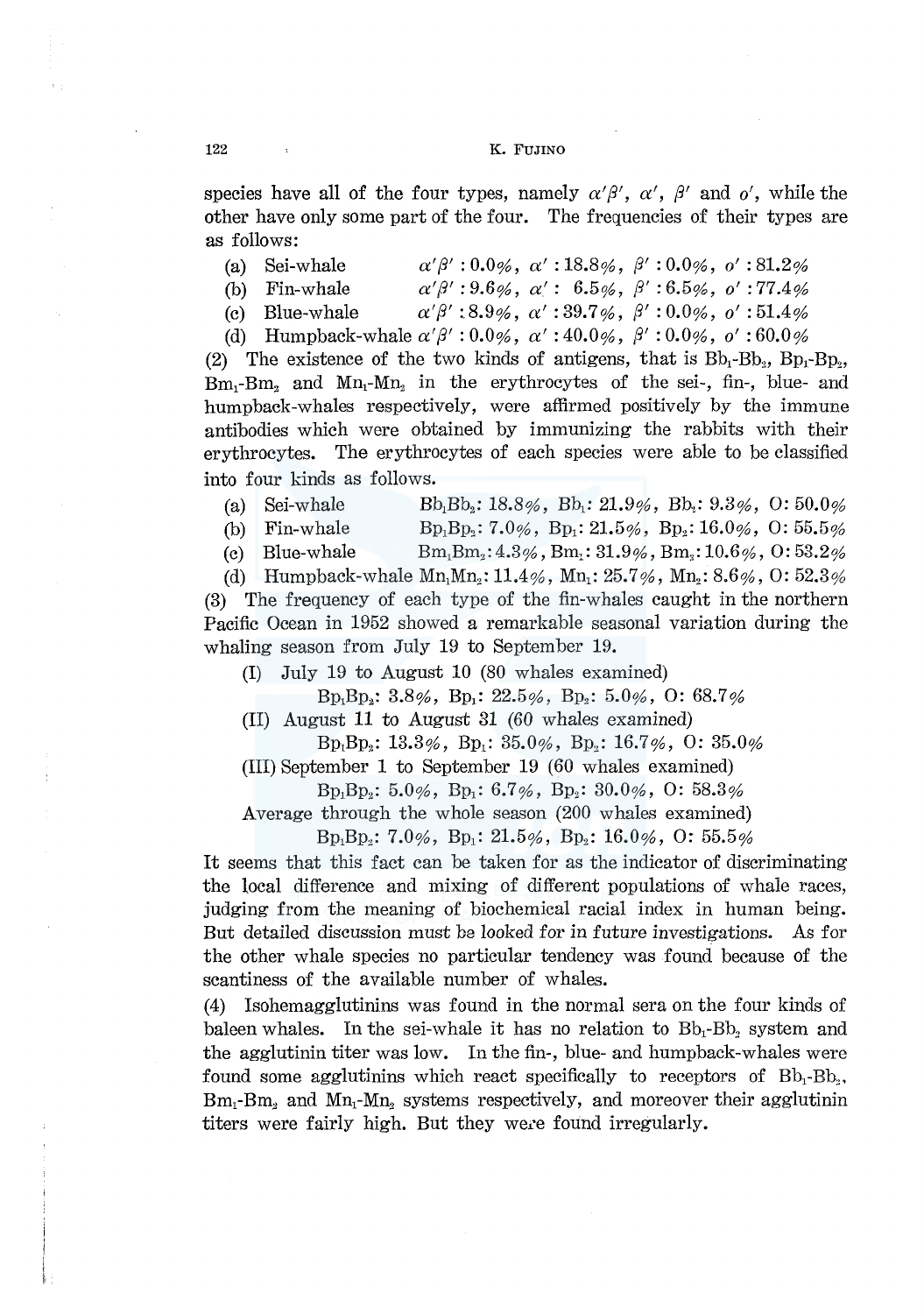species have all of the four types, namely $\alpha'\beta'$, $\alpha'$, $\beta'$ and $o'$, while the other have only some part of the four. The frequencies of their types are as follows:

(a) Sei-whale $\alpha'\beta'$ : 0.0%, $\alpha'$ : 18.8%, $\beta'$ : 0.0%, $o'$ : 81.2%

(b) Fin-whale $\alpha'\beta'$ : 9.6%, $\alpha'$ : 6.5%, $\beta'$ : 6.5%, $o'$ : 77.4%

(c) Blue-whale $\alpha'\beta'$ : 8.9%, $\alpha'$ : 39.7%, $\beta'$ : 0.0%, $o'$ : 51.4%

(d) Humpback-whale $\alpha'\beta'$ : 0.0%, $\alpha'$ : 40.0%, $\beta'$ : 0.0%, $o'$ : 60.0%

(2) The existence of the two kinds of antigens, that is $Bb_1$-$Bb_2$, $Bp_1$-$Bp_2$, $Bm_1$-$Bm_2$ and $Mn_1$-$Mn_2$ in the erythrocytes of the sei-, fin-, blue- and humpback-whales respectively, were affirmed positively by the immune antibodies which were obtained by immunizing the rabbits with their erythrocytes. The erythrocytes of each species were able to be classified into four kinds as follows.

(a) Sei-whale $Bb_1Bb_2$: 18.8%, $Bb_1$: 21.9%, $Bb_2$: 9.3%, O: 50.0%

(b) Fin-whale $Bp_1Bp_2$: 7.0%, $Bp_1$: 21.5%, $Bp_2$: 16.0%, O: 55.5%

(c) Blue-whale $Bm_1Bm_2$: 4.3%, $Bm_1$: 31.9%, $Bm_2$: 10.6%, O: 53.2%

(d) Humpback-whale $Mn_1Mn_2$: 11.4%, $Mn_1$: 25.7%, $Mn_2$: 8.6%, O: 52.3%

(3) The frequency of each type of the fin-whales caught in the northern Pacific Ocean in 1952 showed a remarkable seasonal variation during the whaling season from July 19 to September 19.

(I) July 19 to August 10 (80 whales examined)

$Bp_1Bp_2$: 3.8%, $Bp_1$: 22.5%, $Bp_2$: 5.0%, O: 68.7%

(II) August 11 to August 31 (60 whales examined)

$Bp_1Bp_2$: 13.3%, $Bp_1$: 35.0%, $Bp_2$: 16.7%, O: 35.0%

(III) September 1 to September 19 (60 whales examined)

$Bp_1Bp_2$: 5.0%, $Bp_1$: 6.7%, $Bp_2$: 30.0%, O: 58.3%

Average through the whole season (200 whales examined)

$Bp_1Bp_2$: 7.0%, $Bp_1$: 21.5%, $Bp_2$: 16.0%, O: 55.5%

It seems that this fact can be taken for as the indicator of discriminating the local difference and mixing of different populations of whale races, judging from the meaning of biochemical racial index in human being. But detailed discussion must be looked for in future investigations. As for the other whale species no particular tendency was found because of the scantiness of the available number of whales.

(4) Isohemagglutinins was found in the normal sera on the four kinds of baleen whales. In the sei-whale it has no relation to $Bb_1$-$Bb_2$ system and the agglutinin titer was low. In the fin-, blue- and humpback-whales were found some agglutinins which react specifically to receptors of $Bb_1$-$Bb_2$, $Bm_1$-$Bm_2$ and $Mn_1$-$Mn_2$ systems respectively, and moreover their agglutinin titers were fairly high. But they were found irregularly.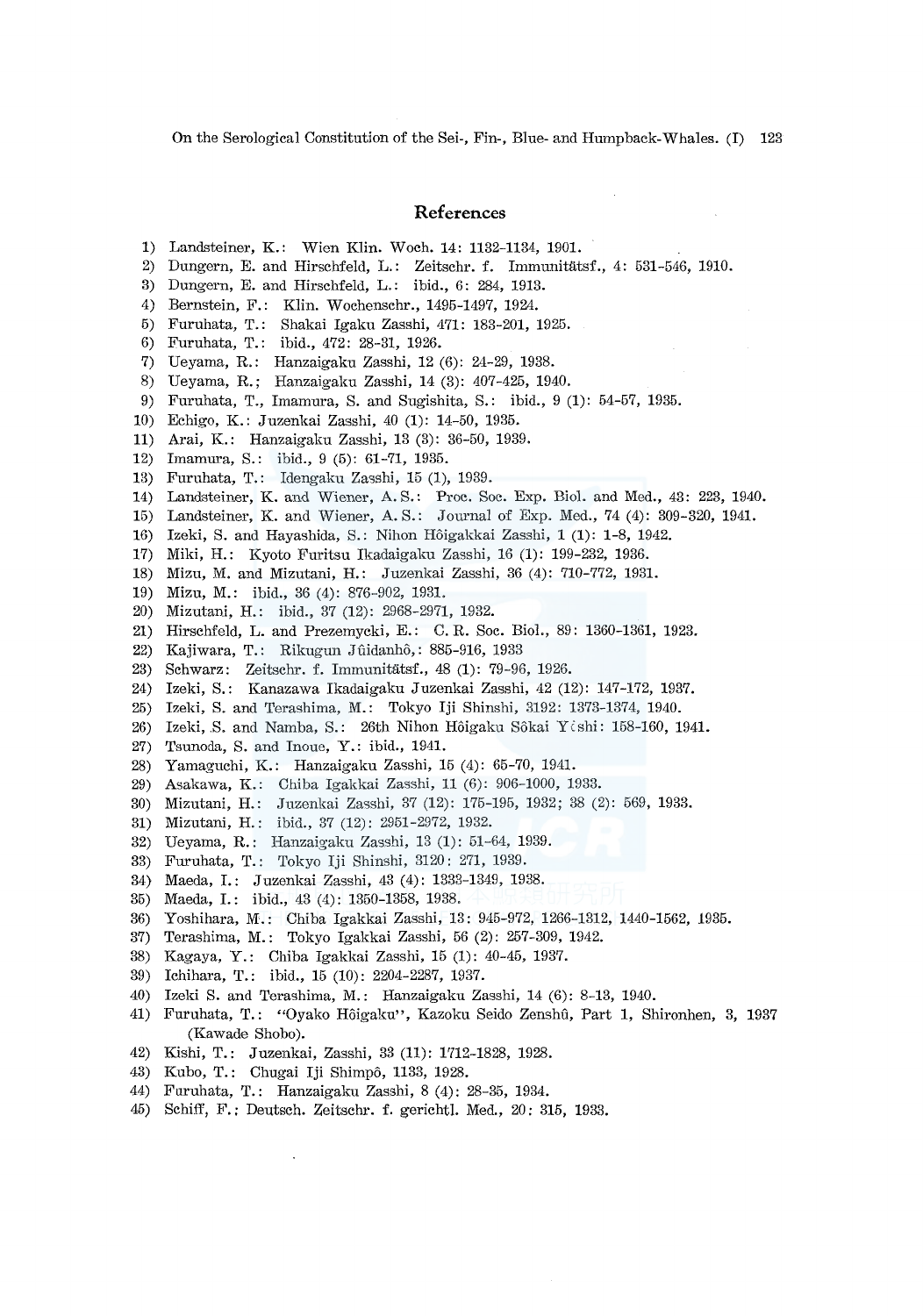## References

1) Landsteiner, K.: Wien Klin. Woch. 14: 1132-1134, 1901.
2) Dungern, E. and Hirschfeld, L.: Zeitschr. f. Immunitätsf., 4: 531-546, 1910.
3) Dungern, E. and Hirschfeld, L.: ibid., 6: 284, 1913.
4) Bernstein, F.: Klin. Wochenschr., 1495-1497, 1924.
5) Furuhata, T.: Shakai Igaku Zasshi, 471: 183-201, 1925.
6) Furuhata, T.: ibid., 472: 28-31, 1926.
7) Ueyama, R.: Hanzaigaku Zasshi, 12 (6): 24-29, 1938.
8) Ueyama, R.; Hanzaigaku Zasshi, 14 (3): 407-425, 1940.
9) Furuhata, T., Imamura, S. and Sugishita, S.: ibid., 9 (1): 54-57, 1935.
10) Echigo, K.: Juzenkai Zasshi, 40 (1): 14-50, 1935.
11) Arai, K.: Hanzaigaku Zasshi, 13 (3): 36-50, 1939.
12) Imamura, S.: ibid., 9 (5): 61-71, 1935.
13) Furuhata, T.: Idengaku Zasshi, 15 (1), 1939.
14) Landsteiner, K. and Wiener, A. S.: Proc. Soc. Exp. Biol. and Med., 43: 223, 1940.
15) Landsteiner, K. and Wiener, A. S.: Journal of Exp. Med., 74 (4): 309-320, 1941.
16) Izeki, S. and Hayashida, S.: Nihon Hôigakkai Zasshi, 1 (1): 1-8, 1942.
17) Miki, H.: Kyoto Furitsu Ikadaigaku Zasshi, 16 (1): 199-232, 1936.
18) Mizu, M. and Mizutani, H.: Juzenkai Zasshi, 36 (4): 710-772, 1931.
19) Mizu, M.: ibid., 36 (4): 876-902, 1931.
20) Mizutani, H.: ibid., 37 (12): 2968-2971, 1932.
21) Hirschfeld, L. and Prezemycki, E.: C. R. Soc. Biol., 89: 1360-1361, 1923.
22) Kajiwara, T.: Rikugun Jûidanhô,: 885-916, 1933
23) Schwarz: Zeitschr. f. Immunitätsf., 48 (1): 79-96, 1926.
24) Izeki, S.: Kanazawa Ikadaigaku Juzenkai Zasshi, 42 (12): 147-172, 1937.
25) Izeki, S. and Terashima, M.: Tokyo Iji Shinshi, 3192: 1373-1374, 1940.
26) Izeki, S. and Namba, S.: 26th Nihon Hôigaku Sôkai Yôshi: 158-160, 1941.
27) Tsunoda, S. and Inoue, Y.: ibid., 1941.
28) Yamaguchi, K.: Hanzaigaku Zasshi, 15 (4): 65-70, 1941.
29) Asakawa, K.: Chiba Igakkai Zasshi, 11 (6): 906-1000, 1933.
30) Mizutani, H.: Juzenkai Zasshi, 37 (12): 175-195, 1932; 38 (2): 569, 1933.
31) Mizutani, H.: ibid., 37 (12): 2951-2972, 1932.
32) Ueyama, R.: Hanzaigaku Zasshi, 13 (1): 51-64, 1939.
33) Furuhata, T.: Tokyo Iji Shinshi, 3120: 271, 1939.
34) Maeda, I.: Juzenkai Zasshi, 43 (4): 1333-1349, 1938.
35) Maeda, I.: ibid., 43 (4): 1350-1358, 1938.
36) Yoshihara, M.: Chiba Igakkai Zasshi, 13: 945-972, 1266-1312, 1440-1562, 1935.
37) Terashima, M.: Tokyo Igakkai Zasshi, 56 (2): 257-309, 1942.
38) Kagaya, Y.: Chiba Igakkai Zasshi, 15 (1): 40-45, 1937.
39) Ichihara, T.: ibid., 15 (10): 2204-2287, 1937.
40) Izeki S. and Terashima, M.: Hanzaigaku Zasshi, 14 (6): 8-13, 1940.
41) Furuhata, T.: "Oyako Hôigaku", Kazoku Seido Zenshû, Part 1, Shironhen, 3, 1937 (Kawade Shobo).
42) Kishi, T.: Juzenkai, Zasshi, 33 (11): 1712-1828, 1928.
43) Kubo, T.: Chugai Iji Shimpô, 1133, 1928.
44) Furuhata, T.: Hanzaigaku Zasshi, 8 (4): 28-35, 1934.
45) Schiff, F.; Deutsch. Zeitschr. f. gerichtl. Med., 20: 315, 1933.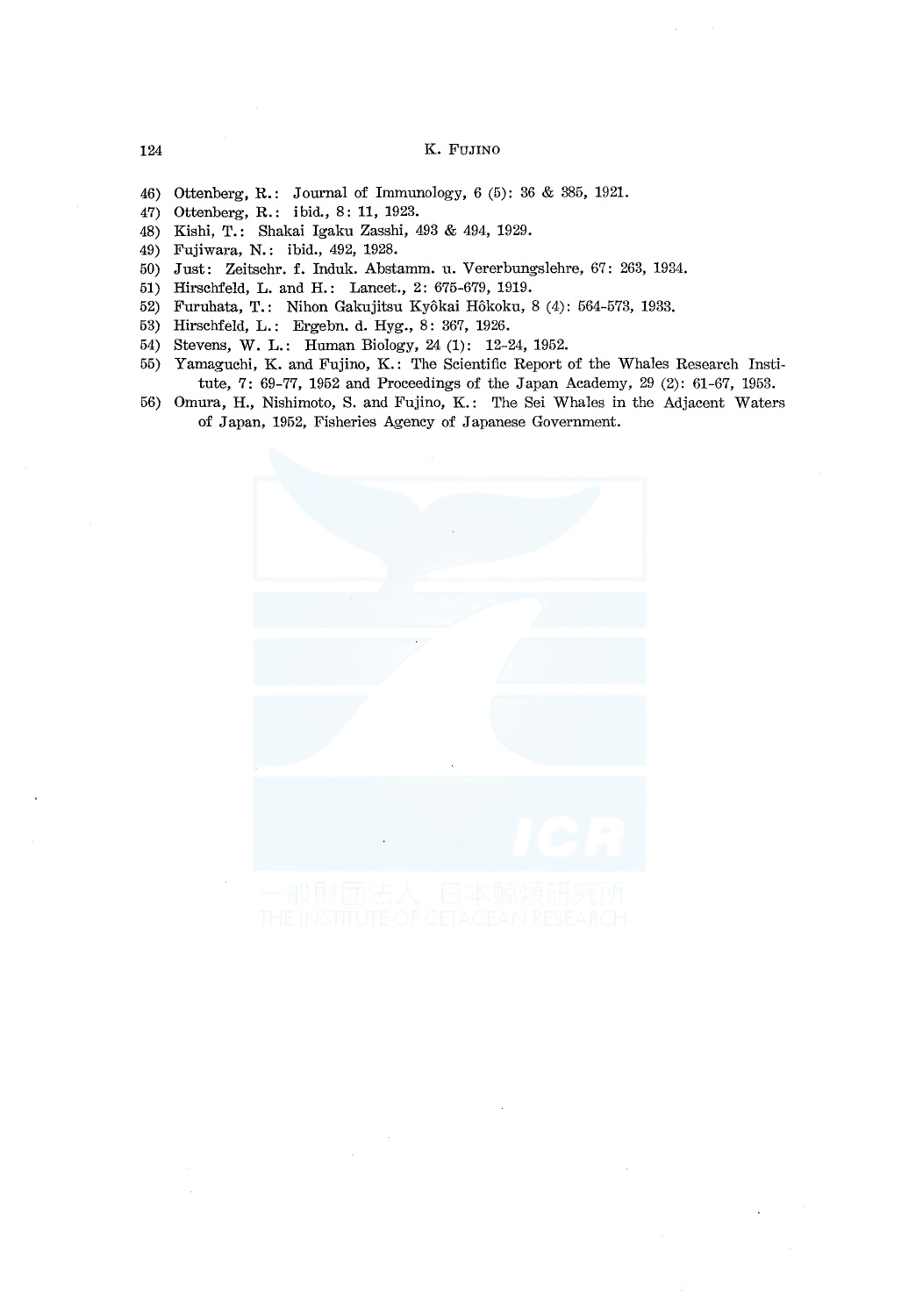46) Ottenberg, R.: Journal of Immunology, 6 (5): 36 & 385, 1921.
47) Ottenberg, R.: ibid., 8: 11, 1923.
48) Kishi, T.: Shakai Igaku Zasshi, 493 & 494, 1929.
49) Fujiwara, N.: ibid., 492, 1928.
50) Just: Zeitschr. f. Induk. Abstamm. u. Vererbungslehre, 67: 263, 1934.
51) Hirschfeld, L. and H.: Lancet., 2: 675-679, 1919.
52) Furuhata, T.: Nihon Gakujitsu Kyôkai Hôkoku, 8 (4): 564-573, 1933.
53) Hirschfeld, L.: Ergebn. d. Hyg., 8: 367, 1926.
54) Stevens, W. L.: Human Biology, 24 (1): 12-24, 1952.
55) Yamaguchi, K. and Fujino, K.: The Scientific Report of the Whales Research Institute, 7: 69-77, 1952 and Proceedings of the Japan Academy, 29 (2): 61-67, 1953.
56) Omura, H., Nishimoto, S. and Fujino, K.: The Sei Whales in the Adjacent Waters of Japan, 1952, Fisheries Agency of Japanese Government.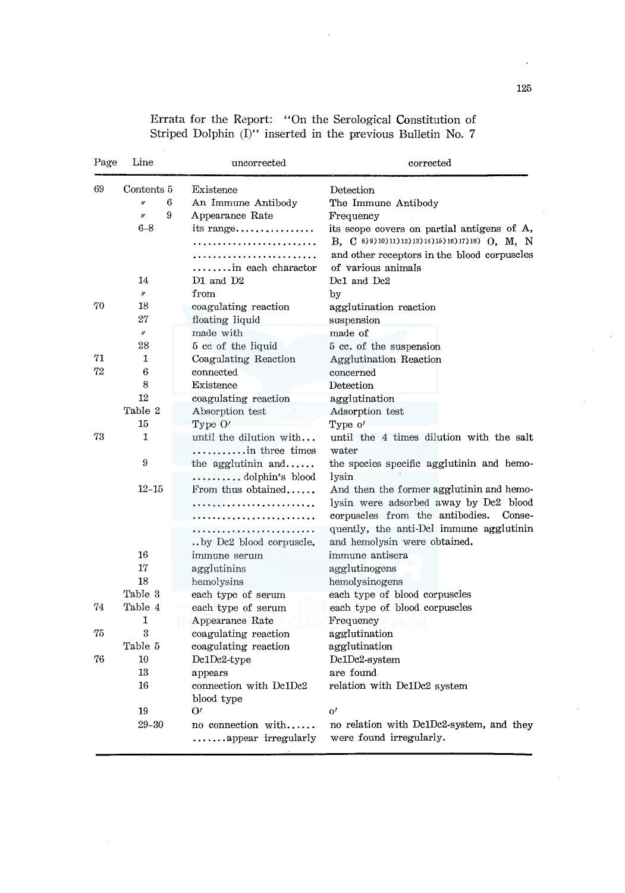# Errata for the Report: "On the Serological Constitution of Striped Dolphin (I)" inserted in the previous Bulletin No. 7

| Page | Line | uncorrected | corrected |
|---|---|---|---|
| 69 | Contents 5 | Existence | Detection |
| | 〃 6 | An Immune Antibody | The Immune Antibody |
| | 〃 9 | Appearance Rate | Frequency |
| | 6–8 | its range................ ......................... ......................... ........in each charactor | its scope covers on partial antigens of A, B, C 8)9)10)11)12)13)14)15)16)17)18) O, M, N and other receptors in the blood corpuscles of various animals |
| | 14 | D1 and D2 | Dc1 and Dc2 |
| | 〃 | from | by |
| 70 | 18 | coagulating reaction | agglutination reaction |
| | 27 | floating liquid | suspension |
| | 〃 | made with | made of |
| | 28 | 5 cc of the liquid | 5 cc. of the suspension |
| 71 | 1 | Coagulating Reaction | Agglutination Reaction |
| 72 | 6 | connected | concerned |
| | 8 | Existence | Detection |
| | 12 | coagulating reaction | agglutination |
| | Table 2 | Absorption test | Adsorption test |
| | 15 | Type O′ | Type o′ |
| 73 | 1 | until the dilution with... ...........in three times | until the 4 times dilution with the salt water |
| | 9 | the agglutinin and...... ..........dolphin's blood | the species specific agglutinin and hemolysin |
| | 12–15 | From thus obtained...... ......................... ......................... ......................... ..by Dc2 blood corpuscle. | And then the former agglutinin and hemolysin were adsorbed away by Dc2 blood corpuscles from the antibodies. Consequently, the anti-Dc1 immune agglutinin and hemolysin were obtained. |
| | 16 | immune serum | immune antisera |
| | 17 | agglutinins | agglutinogens |
| | 18 | hemolysins | hemolysinogens |
| | Table 3 | each type of serum | each type of blood corpuscles |
| 74 | Table 4 | each type of serum | each type of blood corpuscles |
| | 1 | Appearance Rate | Frequency |
| 75 | 3 | coagulating reaction | agglutination |
| | Table 5 | coagulating reaction | agglutination |
| 76 | 10 | Dc1Dc2-type | Dc1Dc2-system |
| | 13 | appears | are found |
| | 16 | connection with Dc1Dc2 blood type | relation with Dc1Dc2 system |
| | 19 | O′ | o′ |
| | 29–30 | no connection with...... .......appear irregularly | no relation with Dc1Dc2-system, and they were found irregularly. |